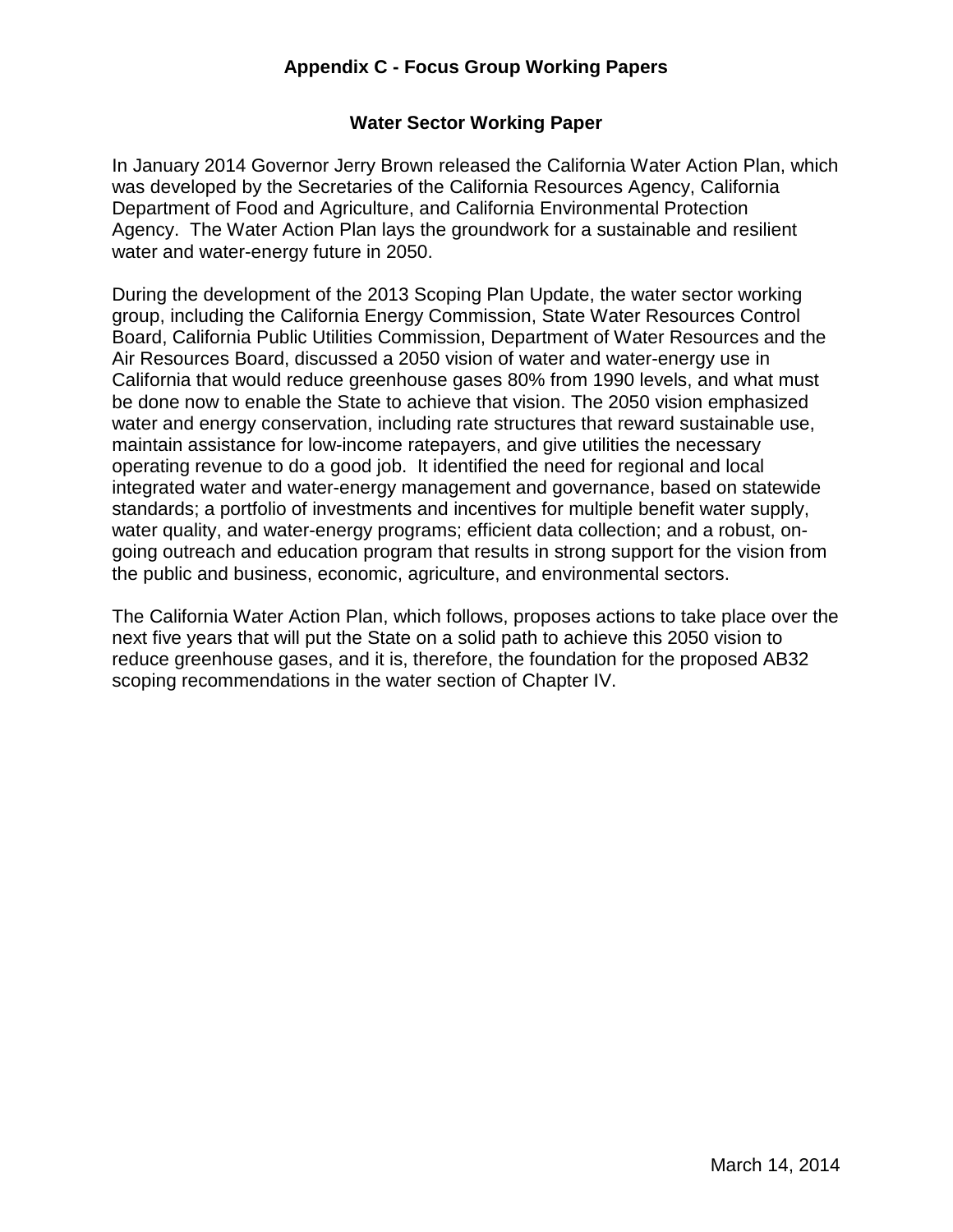## Appendix C - Focus Group Working Papers

### Water Sector Working Paper

In January 2014 Governor Jerry Brown released the California Water Action Plan, which was developed by the Secretaries of the California Resources Agency, California Department of Food and Agriculture, and California Environmental Protection Agency. The Water Action Plan lays the groundwork for a sustainable and resilient water and water-energy future in 2050.

During the development of the 2013 Scoping Plan Update, the water sector working group, including the California Energy Commission, State Water Resources Control Board, California Public Utilities Commission, Department of Water Resources and the Air Resources Board, discussed a 2050 vision of water and water-energy use in California that would reduce greenhouse gases 80% from 1990 levels, and what must be done now to enable the State to achieve that vision. The 2050 vision emphasized water and energy conservation, including rate structures that reward sustainable use, maintain assistance for low-income ratepayers, and give utilities the necessary operating revenue to do a good job. It identified the need for regional and local integrated water and water-energy management and governance, based on statewide standards; a portfolio of investments and incentives for multiple benefit water supply, water quality, and water-energy programs; efficient data collection; and a robust, on-going outreach and education program that results in strong support for the vision from the public and business, economic, agriculture, and environmental sectors.

The California Water Action Plan, which follows, proposes actions to take place over the next five years that will put the State on a solid path to achieve this 2050 vision to reduce greenhouse gases, and it is, therefore, the foundation for the proposed AB32 scoping recommendations in the water section of Chapter IV.

March 14, 2014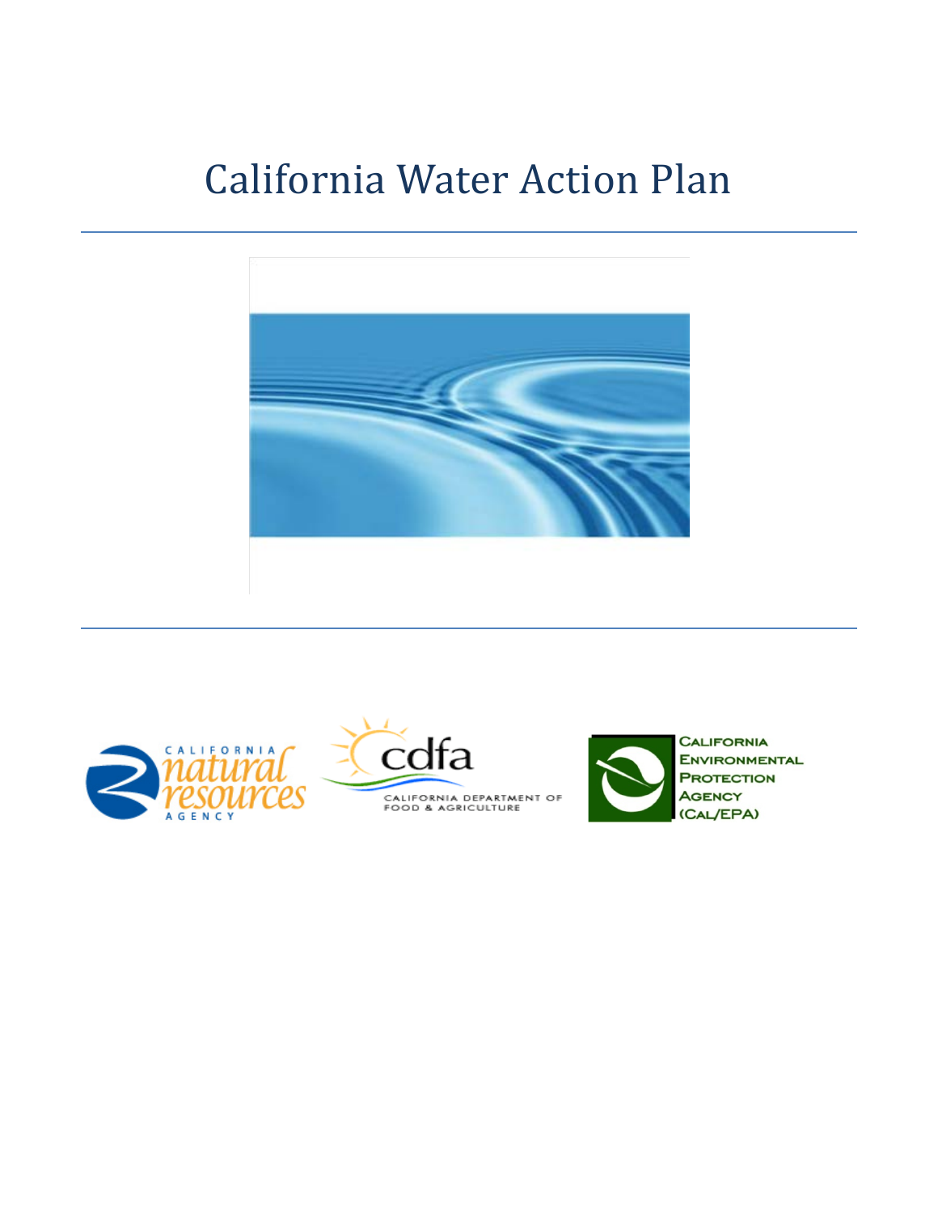# California Water Action Plan

CALIFORNIA natural resources AGENCY

cdfa CALIFORNIA DEPARTMENT OF FOOD & AGRICULTURE

CALIFORNIA ENVIRONMENTAL PROTECTION AGENCY (CAL/EPA)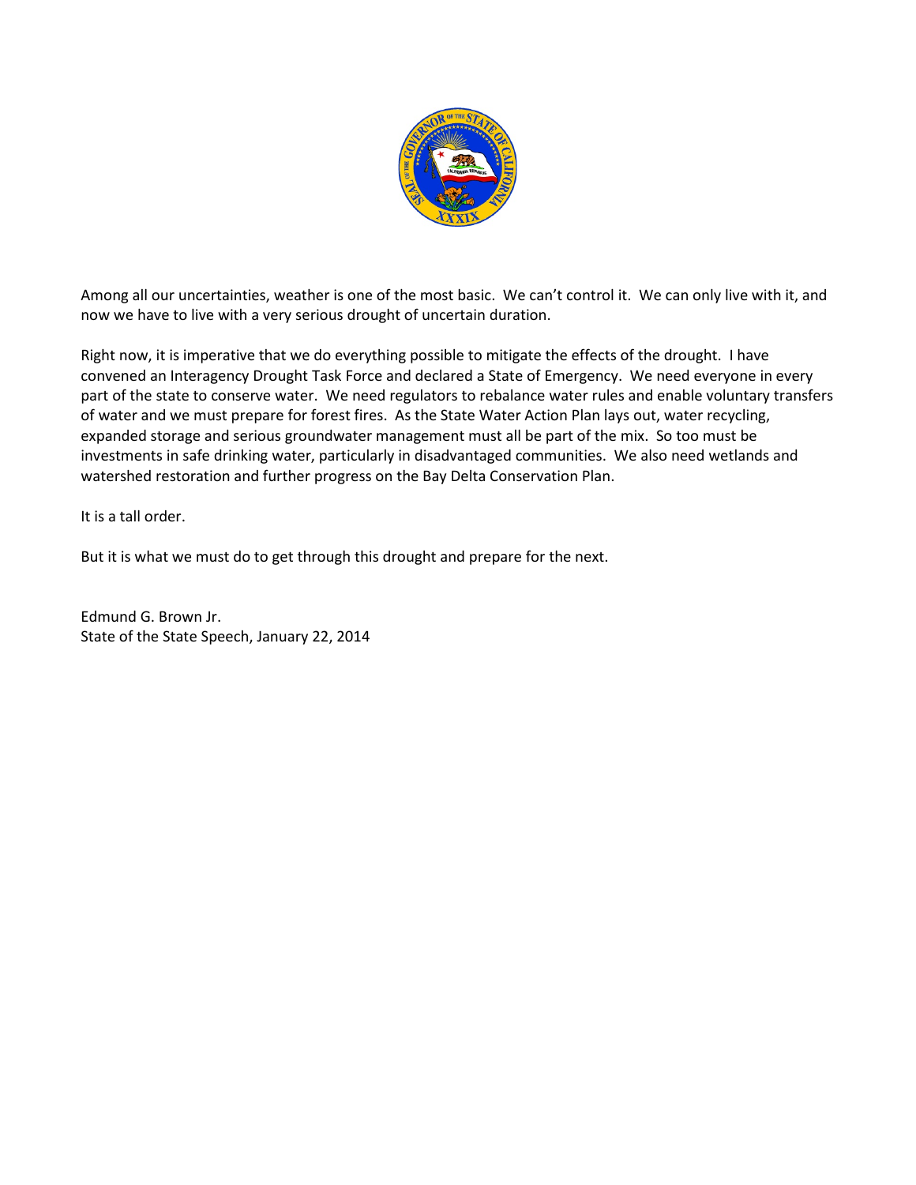Among all our uncertainties, weather is one of the most basic. We can't control it. We can only live with it, and now we have to live with a very serious drought of uncertain duration.

Right now, it is imperative that we do everything possible to mitigate the effects of the drought. I have convened an Interagency Drought Task Force and declared a State of Emergency. We need everyone in every part of the state to conserve water. We need regulators to rebalance water rules and enable voluntary transfers of water and we must prepare for forest fires. As the State Water Action Plan lays out, water recycling, expanded storage and serious groundwater management must all be part of the mix. So too must be investments in safe drinking water, particularly in disadvantaged communities. We also need wetlands and watershed restoration and further progress on the Bay Delta Conservation Plan.

It is a tall order.

But it is what we must do to get through this drought and prepare for the next.

Edmund G. Brown Jr.
State of the State Speech, January 22, 2014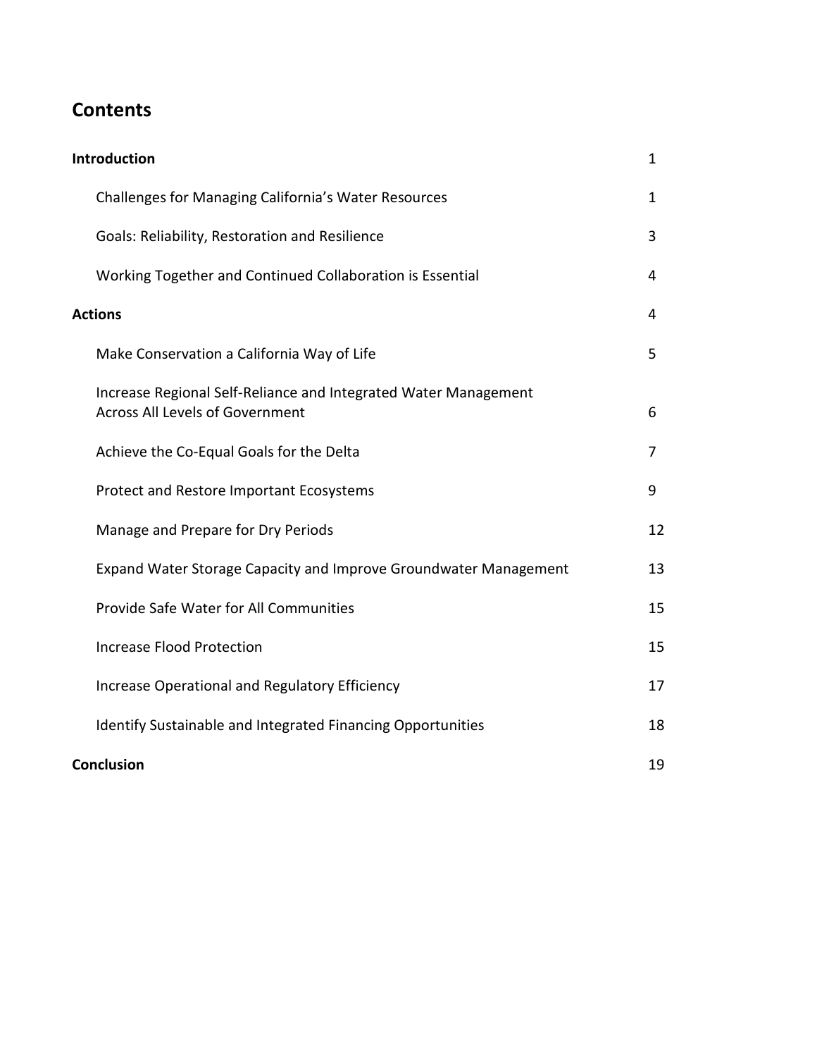## Contents

**Introduction** 1

- Challenges for Managing California's Water Resources 1
- Goals: Reliability, Restoration and Resilience 3
- Working Together and Continued Collaboration is Essential 4

**Actions** 4

- Make Conservation a California Way of Life 5
- Increase Regional Self-Reliance and Integrated Water Management Across All Levels of Government 6
- Achieve the Co-Equal Goals for the Delta 7
- Protect and Restore Important Ecosystems 9
- Manage and Prepare for Dry Periods 12
- Expand Water Storage Capacity and Improve Groundwater Management 13
- Provide Safe Water for All Communities 15
- Increase Flood Protection 15
- Increase Operational and Regulatory Efficiency 17
- Identify Sustainable and Integrated Financing Opportunities 18

**Conclusion** 19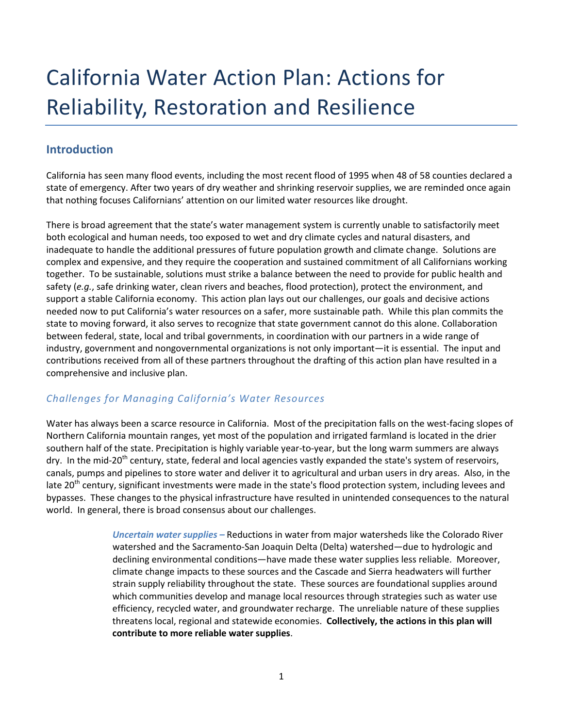# California Water Action Plan: Actions for Reliability, Restoration and Resilience

## Introduction

California has seen many flood events, including the most recent flood of 1995 when 48 of 58 counties declared a state of emergency. After two years of dry weather and shrinking reservoir supplies, we are reminded once again that nothing focuses Californians' attention on our limited water resources like drought.

There is broad agreement that the state's water management system is currently unable to satisfactorily meet both ecological and human needs, too exposed to wet and dry climate cycles and natural disasters, and inadequate to handle the additional pressures of future population growth and climate change. Solutions are complex and expensive, and they require the cooperation and sustained commitment of all Californians working together. To be sustainable, solutions must strike a balance between the need to provide for public health and safety (*e.g.*, safe drinking water, clean rivers and beaches, flood protection), protect the environment, and support a stable California economy. This action plan lays out our challenges, our goals and decisive actions needed now to put California's water resources on a safer, more sustainable path. While this plan commits the state to moving forward, it also serves to recognize that state government cannot do this alone. Collaboration between federal, state, local and tribal governments, in coordination with our partners in a wide range of industry, government and nongovernmental organizations is not only important—it is essential. The input and contributions received from all of these partners throughout the drafting of this action plan have resulted in a comprehensive and inclusive plan.

### *Challenges for Managing California's Water Resources*

Water has always been a scarce resource in California. Most of the precipitation falls on the west-facing slopes of Northern California mountain ranges, yet most of the population and irrigated farmland is located in the drier southern half of the state. Precipitation is highly variable year-to-year, but the long warm summers are always dry. In the mid-20th century, state, federal and local agencies vastly expanded the state's system of reservoirs, canals, pumps and pipelines to store water and deliver it to agricultural and urban users in dry areas. Also, in the late 20th century, significant investments were made in the state's flood protection system, including levees and bypasses. These changes to the physical infrastructure have resulted in unintended consequences to the natural world. In general, there is broad consensus about our challenges.

> ***Uncertain water supplies –*** Reductions in water from major watersheds like the Colorado River watershed and the Sacramento-San Joaquin Delta (Delta) watershed—due to hydrologic and declining environmental conditions—have made these water supplies less reliable. Moreover, climate change impacts to these sources and the Cascade and Sierra headwaters will further strain supply reliability throughout the state. These sources are foundational supplies around which communities develop and manage local resources through strategies such as water use efficiency, recycled water, and groundwater recharge. The unreliable nature of these supplies threatens local, regional and statewide economies. **Collectively, the actions in this plan will contribute to more reliable water supplies**.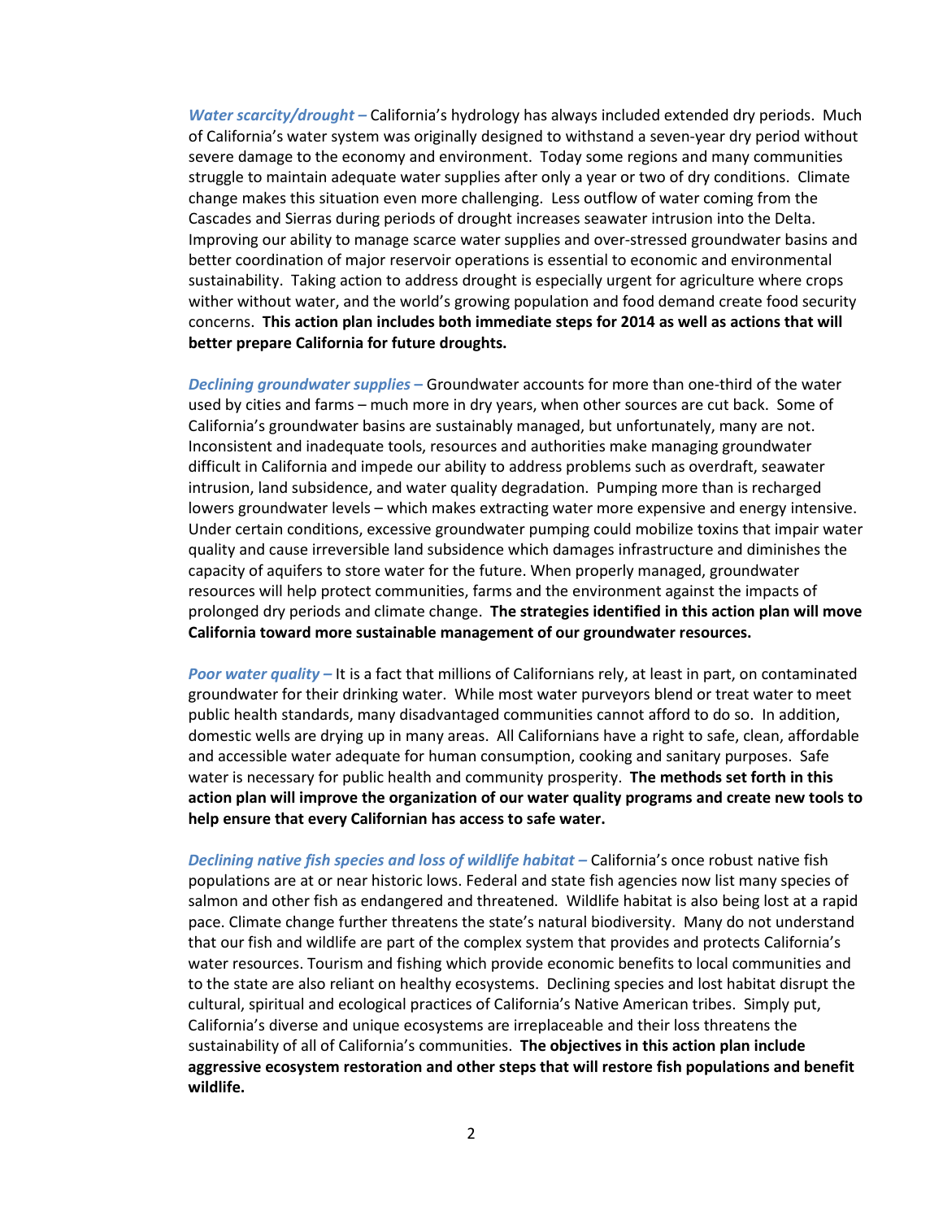***Water scarcity/drought –*** California's hydrology has always included extended dry periods. Much of California's water system was originally designed to withstand a seven-year dry period without severe damage to the economy and environment. Today some regions and many communities struggle to maintain adequate water supplies after only a year or two of dry conditions. Climate change makes this situation even more challenging. Less outflow of water coming from the Cascades and Sierras during periods of drought increases seawater intrusion into the Delta. Improving our ability to manage scarce water supplies and over-stressed groundwater basins and better coordination of major reservoir operations is essential to economic and environmental sustainability. Taking action to address drought is especially urgent for agriculture where crops wither without water, and the world's growing population and food demand create food security concerns. **This action plan includes both immediate steps for 2014 as well as actions that will better prepare California for future droughts.**

***Declining groundwater supplies –*** Groundwater accounts for more than one-third of the water used by cities and farms – much more in dry years, when other sources are cut back. Some of California's groundwater basins are sustainably managed, but unfortunately, many are not. Inconsistent and inadequate tools, resources and authorities make managing groundwater difficult in California and impede our ability to address problems such as overdraft, seawater intrusion, land subsidence, and water quality degradation. Pumping more than is recharged lowers groundwater levels – which makes extracting water more expensive and energy intensive. Under certain conditions, excessive groundwater pumping could mobilize toxins that impair water quality and cause irreversible land subsidence which damages infrastructure and diminishes the capacity of aquifers to store water for the future. When properly managed, groundwater resources will help protect communities, farms and the environment against the impacts of prolonged dry periods and climate change. **The strategies identified in this action plan will move California toward more sustainable management of our groundwater resources.**

***Poor water quality –*** It is a fact that millions of Californians rely, at least in part, on contaminated groundwater for their drinking water. While most water purveyors blend or treat water to meet public health standards, many disadvantaged communities cannot afford to do so. In addition, domestic wells are drying up in many areas. All Californians have a right to safe, clean, affordable and accessible water adequate for human consumption, cooking and sanitary purposes. Safe water is necessary for public health and community prosperity. **The methods set forth in this action plan will improve the organization of our water quality programs and create new tools to help ensure that every Californian has access to safe water.**

***Declining native fish species and loss of wildlife habitat –*** California's once robust native fish populations are at or near historic lows. Federal and state fish agencies now list many species of salmon and other fish as endangered and threatened. Wildlife habitat is also being lost at a rapid pace. Climate change further threatens the state's natural biodiversity. Many do not understand that our fish and wildlife are part of the complex system that provides and protects California's water resources. Tourism and fishing which provide economic benefits to local communities and to the state are also reliant on healthy ecosystems. Declining species and lost habitat disrupt the cultural, spiritual and ecological practices of California's Native American tribes. Simply put, California's diverse and unique ecosystems are irreplaceable and their loss threatens the sustainability of all of California's communities. **The objectives in this action plan include aggressive ecosystem restoration and other steps that will restore fish populations and benefit wildlife.**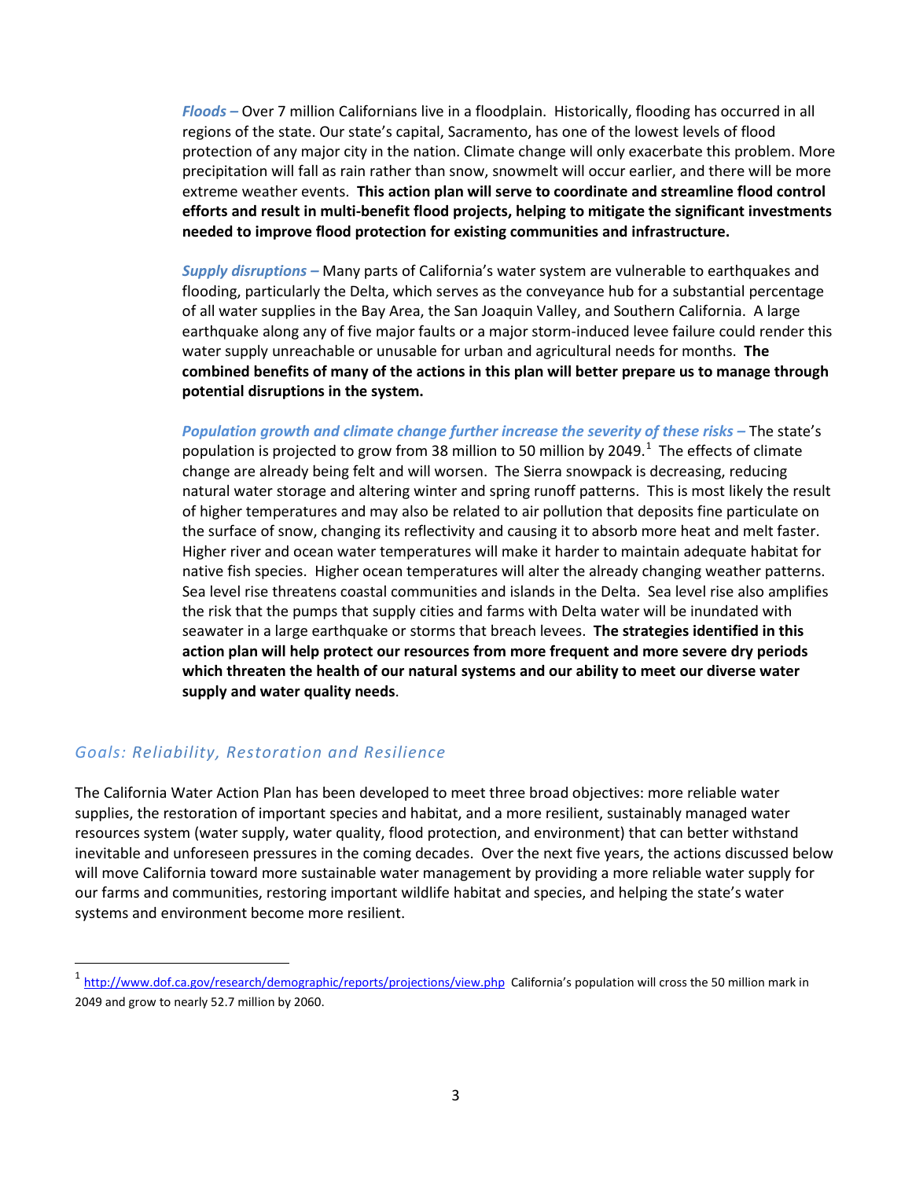*Floods* – Over 7 million Californians live in a floodplain. Historically, flooding has occurred in all regions of the state. Our state's capital, Sacramento, has one of the lowest levels of flood protection of any major city in the nation. Climate change will only exacerbate this problem. More precipitation will fall as rain rather than snow, snowmelt will occur earlier, and there will be more extreme weather events. **This action plan will serve to coordinate and streamline flood control efforts and result in multi-benefit flood projects, helping to mitigate the significant investments needed to improve flood protection for existing communities and infrastructure.**

*Supply disruptions* – Many parts of California's water system are vulnerable to earthquakes and flooding, particularly the Delta, which serves as the conveyance hub for a substantial percentage of all water supplies in the Bay Area, the San Joaquin Valley, and Southern California. A large earthquake along any of five major faults or a major storm-induced levee failure could render this water supply unreachable or unusable for urban and agricultural needs for months. **The combined benefits of many of the actions in this plan will better prepare us to manage through potential disruptions in the system.**

***Population growth and climate change further increase the severity of these risks*** – The state's population is projected to grow from 38 million to 50 million by 2049.[1] The effects of climate change are already being felt and will worsen. The Sierra snowpack is decreasing, reducing natural water storage and altering winter and spring runoff patterns. This is most likely the result of higher temperatures and may also be related to air pollution that deposits fine particulate on the surface of snow, changing its reflectivity and causing it to absorb more heat and melt faster. Higher river and ocean water temperatures will make it harder to maintain adequate habitat for native fish species. Higher ocean temperatures will alter the already changing weather patterns. Sea level rise threatens coastal communities and islands in the Delta. Sea level rise also amplifies the risk that the pumps that supply cities and farms with Delta water will be inundated with seawater in a large earthquake or storms that breach levees. **The strategies identified in this action plan will help protect our resources from more frequent and more severe dry periods which threaten the health of our natural systems and our ability to meet our diverse water supply and water quality needs**.

## *Goals: Reliability, Restoration and Resilience*

The California Water Action Plan has been developed to meet three broad objectives: more reliable water supplies, the restoration of important species and habitat, and a more resilient, sustainably managed water resources system (water supply, water quality, flood protection, and environment) that can better withstand inevitable and unforeseen pressures in the coming decades. Over the next five years, the actions discussed below will move California toward more sustainable water management by providing a more reliable water supply for our farms and communities, restoring important wildlife habitat and species, and helping the state's water systems and environment become more resilient.

[1] http://www.dof.ca.gov/research/demographic/reports/projections/view.php California's population will cross the 50 million mark in 2049 and grow to nearly 52.7 million by 2060.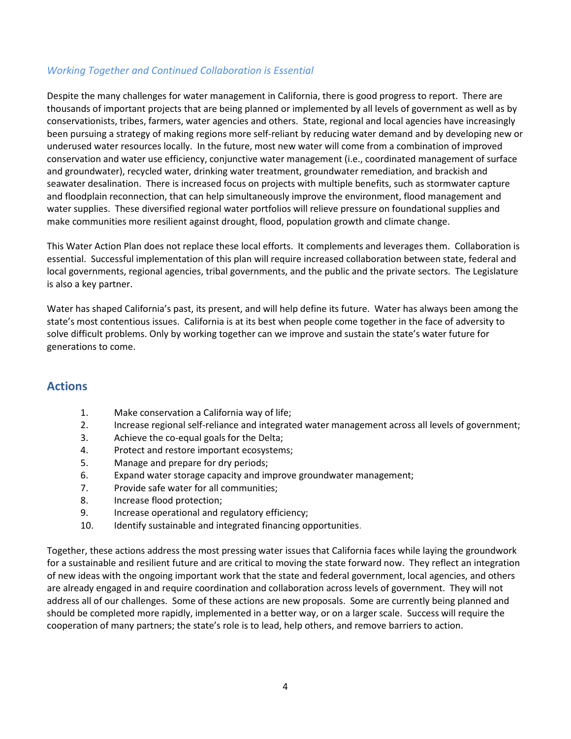*Working Together and Continued Collaboration is Essential*

Despite the many challenges for water management in California, there is good progress to report. There are thousands of important projects that are being planned or implemented by all levels of government as well as by conservationists, tribes, farmers, water agencies and others. State, regional and local agencies have increasingly been pursuing a strategy of making regions more self-reliant by reducing water demand and by developing new or underused water resources locally. In the future, most new water will come from a combination of improved conservation and water use efficiency, conjunctive water management (i.e., coordinated management of surface and groundwater), recycled water, drinking water treatment, groundwater remediation, and brackish and seawater desalination. There is increased focus on projects with multiple benefits, such as stormwater capture and floodplain reconnection, that can help simultaneously improve the environment, flood management and water supplies. These diversified regional water portfolios will relieve pressure on foundational supplies and make communities more resilient against drought, flood, population growth and climate change.

This Water Action Plan does not replace these local efforts. It complements and leverages them. Collaboration is essential. Successful implementation of this plan will require increased collaboration between state, federal and local governments, regional agencies, tribal governments, and the public and the private sectors. The Legislature is also a key partner.

Water has shaped California's past, its present, and will help define its future. Water has always been among the state's most contentious issues. California is at its best when people come together in the face of adversity to solve difficult problems. Only by working together can we improve and sustain the state's water future for generations to come.

## Actions

1. Make conservation a California way of life;
2. Increase regional self-reliance and integrated water management across all levels of government;
3. Achieve the co-equal goals for the Delta;
4. Protect and restore important ecosystems;
5. Manage and prepare for dry periods;
6. Expand water storage capacity and improve groundwater management;
7. Provide safe water for all communities;
8. Increase flood protection;
9. Increase operational and regulatory efficiency;
10. Identify sustainable and integrated financing opportunities.

Together, these actions address the most pressing water issues that California faces while laying the groundwork for a sustainable and resilient future and are critical to moving the state forward now. They reflect an integration of new ideas with the ongoing important work that the state and federal government, local agencies, and others are already engaged in and require coordination and collaboration across levels of government. They will not address all of our challenges. Some of these actions are new proposals. Some are currently being planned and should be completed more rapidly, implemented in a better way, or on a larger scale. Success will require the cooperation of many partners; the state's role is to lead, help others, and remove barriers to action.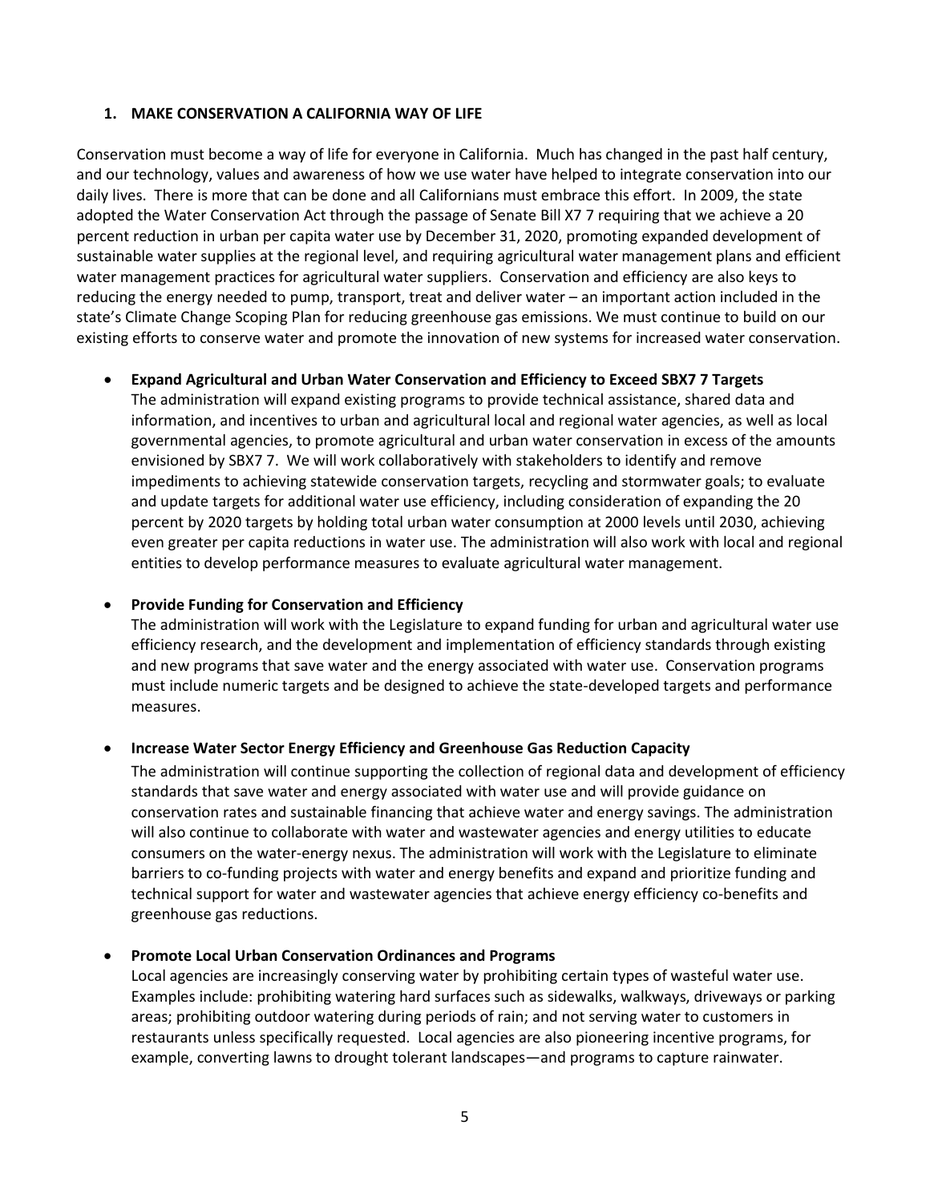## 1. MAKE CONSERVATION A CALIFORNIA WAY OF LIFE

Conservation must become a way of life for everyone in California. Much has changed in the past half century, and our technology, values and awareness of how we use water have helped to integrate conservation into our daily lives. There is more that can be done and all Californians must embrace this effort. In 2009, the state adopted the Water Conservation Act through the passage of Senate Bill X7 7 requiring that we achieve a 20 percent reduction in urban per capita water use by December 31, 2020, promoting expanded development of sustainable water supplies at the regional level, and requiring agricultural water management plans and efficient water management practices for agricultural water suppliers. Conservation and efficiency are also keys to reducing the energy needed to pump, transport, treat and deliver water – an important action included in the state's Climate Change Scoping Plan for reducing greenhouse gas emissions. We must continue to build on our existing efforts to conserve water and promote the innovation of new systems for increased water conservation.

- **Expand Agricultural and Urban Water Conservation and Efficiency to Exceed SBX7 7 Targets**
  The administration will expand existing programs to provide technical assistance, shared data and information, and incentives to urban and agricultural local and regional water agencies, as well as local governmental agencies, to promote agricultural and urban water conservation in excess of the amounts envisioned by SBX7 7. We will work collaboratively with stakeholders to identify and remove impediments to achieving statewide conservation targets, recycling and stormwater goals; to evaluate and update targets for additional water use efficiency, including consideration of expanding the 20 percent by 2020 targets by holding total urban water consumption at 2000 levels until 2030, achieving even greater per capita reductions in water use. The administration will also work with local and regional entities to develop performance measures to evaluate agricultural water management.

- **Provide Funding for Conservation and Efficiency**
  The administration will work with the Legislature to expand funding for urban and agricultural water use efficiency research, and the development and implementation of efficiency standards through existing and new programs that save water and the energy associated with water use. Conservation programs must include numeric targets and be designed to achieve the state-developed targets and performance measures.

- **Increase Water Sector Energy Efficiency and Greenhouse Gas Reduction Capacity**
  The administration will continue supporting the collection of regional data and development of efficiency standards that save water and energy associated with water use and will provide guidance on conservation rates and sustainable financing that achieve water and energy savings. The administration will also continue to collaborate with water and wastewater agencies and energy utilities to educate consumers on the water-energy nexus. The administration will work with the Legislature to eliminate barriers to co-funding projects with water and energy benefits and expand and prioritize funding and technical support for water and wastewater agencies that achieve energy efficiency co-benefits and greenhouse gas reductions.

- **Promote Local Urban Conservation Ordinances and Programs**
  Local agencies are increasingly conserving water by prohibiting certain types of wasteful water use. Examples include: prohibiting watering hard surfaces such as sidewalks, walkways, driveways or parking areas; prohibiting outdoor watering during periods of rain; and not serving water to customers in restaurants unless specifically requested. Local agencies are also pioneering incentive programs, for example, converting lawns to drought tolerant landscapes—and programs to capture rainwater.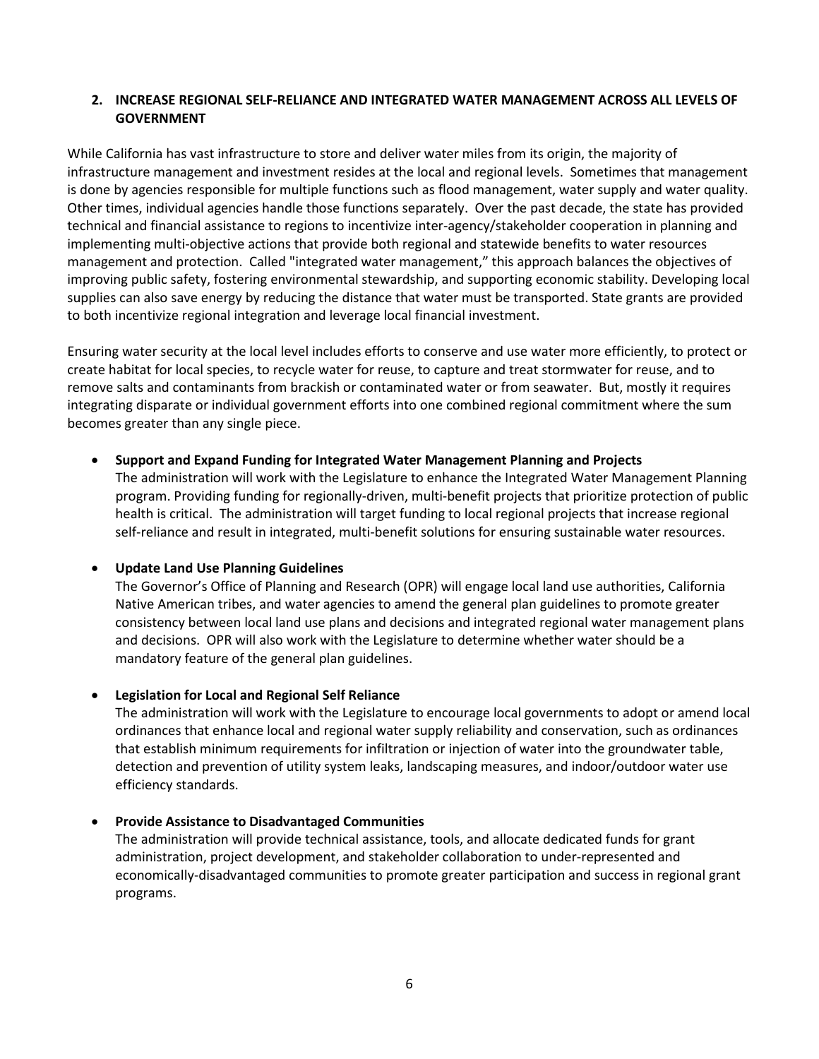## 2. INCREASE REGIONAL SELF-RELIANCE AND INTEGRATED WATER MANAGEMENT ACROSS ALL LEVELS OF GOVERNMENT

While California has vast infrastructure to store and deliver water miles from its origin, the majority of infrastructure management and investment resides at the local and regional levels. Sometimes that management is done by agencies responsible for multiple functions such as flood management, water supply and water quality. Other times, individual agencies handle those functions separately. Over the past decade, the state has provided technical and financial assistance to regions to incentivize inter-agency/stakeholder cooperation in planning and implementing multi-objective actions that provide both regional and statewide benefits to water resources management and protection. Called "integrated water management," this approach balances the objectives of improving public safety, fostering environmental stewardship, and supporting economic stability. Developing local supplies can also save energy by reducing the distance that water must be transported. State grants are provided to both incentivize regional integration and leverage local financial investment.

Ensuring water security at the local level includes efforts to conserve and use water more efficiently, to protect or create habitat for local species, to recycle water for reuse, to capture and treat stormwater for reuse, and to remove salts and contaminants from brackish or contaminated water or from seawater. But, mostly it requires integrating disparate or individual government efforts into one combined regional commitment where the sum becomes greater than any single piece.

- **Support and Expand Funding for Integrated Water Management Planning and Projects**
  The administration will work with the Legislature to enhance the Integrated Water Management Planning program. Providing funding for regionally-driven, multi-benefit projects that prioritize protection of public health is critical. The administration will target funding to local regional projects that increase regional self-reliance and result in integrated, multi-benefit solutions for ensuring sustainable water resources.

- **Update Land Use Planning Guidelines**
  The Governor's Office of Planning and Research (OPR) will engage local land use authorities, California Native American tribes, and water agencies to amend the general plan guidelines to promote greater consistency between local land use plans and decisions and integrated regional water management plans and decisions. OPR will also work with the Legislature to determine whether water should be a mandatory feature of the general plan guidelines.

- **Legislation for Local and Regional Self Reliance**
  The administration will work with the Legislature to encourage local governments to adopt or amend local ordinances that enhance local and regional water supply reliability and conservation, such as ordinances that establish minimum requirements for infiltration or injection of water into the groundwater table, detection and prevention of utility system leaks, landscaping measures, and indoor/outdoor water use efficiency standards.

- **Provide Assistance to Disadvantaged Communities**
  The administration will provide technical assistance, tools, and allocate dedicated funds for grant administration, project development, and stakeholder collaboration to under-represented and economically-disadvantaged communities to promote greater participation and success in regional grant programs.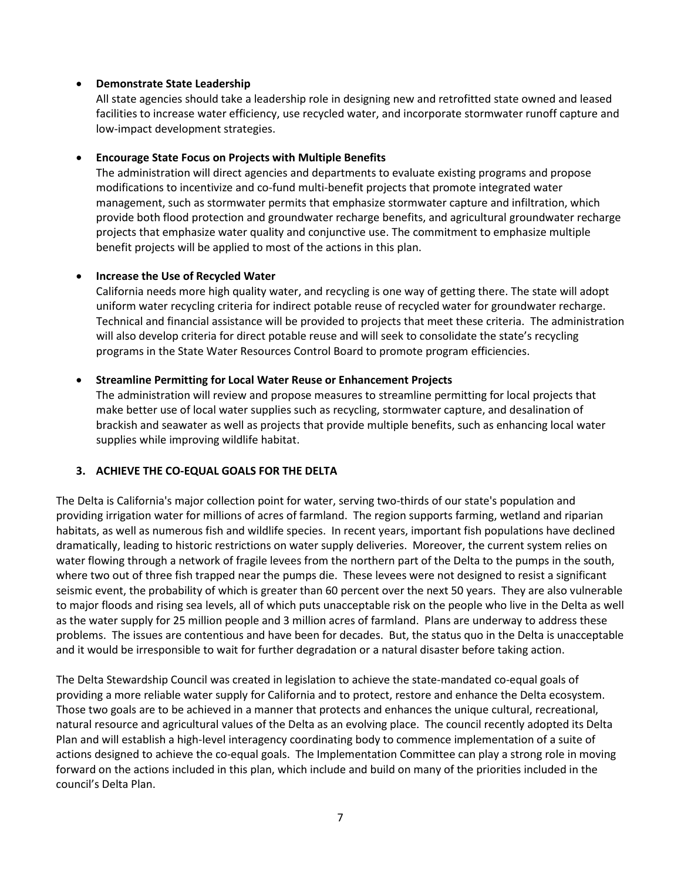- **Demonstrate State Leadership**
  All state agencies should take a leadership role in designing new and retrofitted state owned and leased facilities to increase water efficiency, use recycled water, and incorporate stormwater runoff capture and low-impact development strategies.

- **Encourage State Focus on Projects with Multiple Benefits**
  The administration will direct agencies and departments to evaluate existing programs and propose modifications to incentivize and co-fund multi-benefit projects that promote integrated water management, such as stormwater permits that emphasize stormwater capture and infiltration, which provide both flood protection and groundwater recharge benefits, and agricultural groundwater recharge projects that emphasize water quality and conjunctive use. The commitment to emphasize multiple benefit projects will be applied to most of the actions in this plan.

- **Increase the Use of Recycled Water**
  California needs more high quality water, and recycling is one way of getting there. The state will adopt uniform water recycling criteria for indirect potable reuse of recycled water for groundwater recharge. Technical and financial assistance will be provided to projects that meet these criteria. The administration will also develop criteria for direct potable reuse and will seek to consolidate the state's recycling programs in the State Water Resources Control Board to promote program efficiencies.

- **Streamline Permitting for Local Water Reuse or Enhancement Projects**
  The administration will review and propose measures to streamline permitting for local projects that make better use of local water supplies such as recycling, stormwater capture, and desalination of brackish and seawater as well as projects that provide multiple benefits, such as enhancing local water supplies while improving wildlife habitat.

## 3. ACHIEVE THE CO-EQUAL GOALS FOR THE DELTA

The Delta is California's major collection point for water, serving two-thirds of our state's population and providing irrigation water for millions of acres of farmland. The region supports farming, wetland and riparian habitats, as well as numerous fish and wildlife species. In recent years, important fish populations have declined dramatically, leading to historic restrictions on water supply deliveries. Moreover, the current system relies on water flowing through a network of fragile levees from the northern part of the Delta to the pumps in the south, where two out of three fish trapped near the pumps die. These levees were not designed to resist a significant seismic event, the probability of which is greater than 60 percent over the next 50 years. They are also vulnerable to major floods and rising sea levels, all of which puts unacceptable risk on the people who live in the Delta as well as the water supply for 25 million people and 3 million acres of farmland. Plans are underway to address these problems. The issues are contentious and have been for decades. But, the status quo in the Delta is unacceptable and it would be irresponsible to wait for further degradation or a natural disaster before taking action.

The Delta Stewardship Council was created in legislation to achieve the state-mandated co-equal goals of providing a more reliable water supply for California and to protect, restore and enhance the Delta ecosystem. Those two goals are to be achieved in a manner that protects and enhances the unique cultural, recreational, natural resource and agricultural values of the Delta as an evolving place. The council recently adopted its Delta Plan and will establish a high-level interagency coordinating body to commence implementation of a suite of actions designed to achieve the co-equal goals. The Implementation Committee can play a strong role in moving forward on the actions included in this plan, which include and build on many of the priorities included in the council's Delta Plan.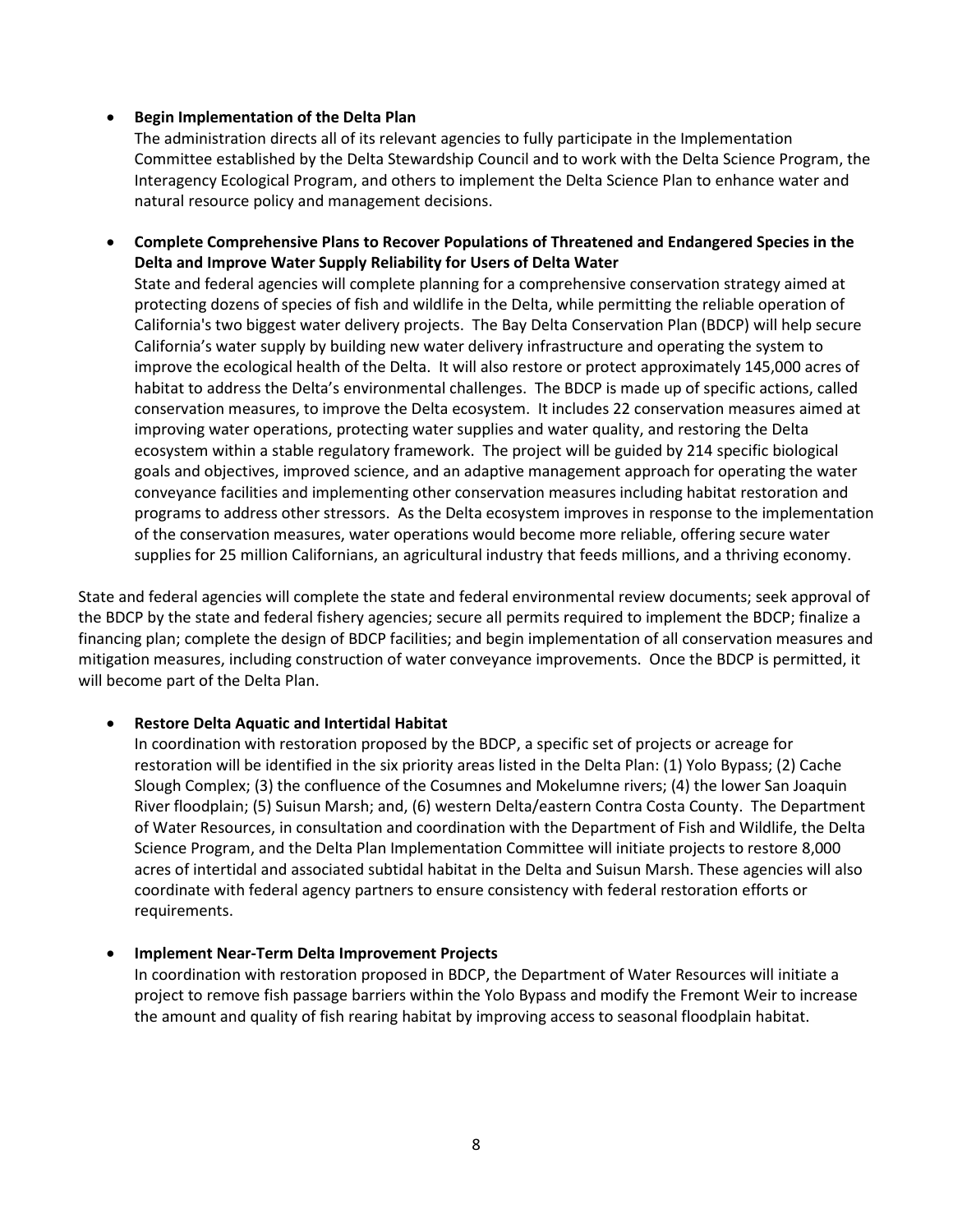- **Begin Implementation of the Delta Plan**
  The administration directs all of its relevant agencies to fully participate in the Implementation Committee established by the Delta Stewardship Council and to work with the Delta Science Program, the Interagency Ecological Program, and others to implement the Delta Science Plan to enhance water and natural resource policy and management decisions.

- **Complete Comprehensive Plans to Recover Populations of Threatened and Endangered Species in the Delta and Improve Water Supply Reliability for Users of Delta Water**
  State and federal agencies will complete planning for a comprehensive conservation strategy aimed at protecting dozens of species of fish and wildlife in the Delta, while permitting the reliable operation of California's two biggest water delivery projects. The Bay Delta Conservation Plan (BDCP) will help secure California's water supply by building new water delivery infrastructure and operating the system to improve the ecological health of the Delta. It will also restore or protect approximately 145,000 acres of habitat to address the Delta's environmental challenges. The BDCP is made up of specific actions, called conservation measures, to improve the Delta ecosystem. It includes 22 conservation measures aimed at improving water operations, protecting water supplies and water quality, and restoring the Delta ecosystem within a stable regulatory framework. The project will be guided by 214 specific biological goals and objectives, improved science, and an adaptive management approach for operating the water conveyance facilities and implementing other conservation measures including habitat restoration and programs to address other stressors. As the Delta ecosystem improves in response to the implementation of the conservation measures, water operations would become more reliable, offering secure water supplies for 25 million Californians, an agricultural industry that feeds millions, and a thriving economy.

State and federal agencies will complete the state and federal environmental review documents; seek approval of the BDCP by the state and federal fishery agencies; secure all permits required to implement the BDCP; finalize a financing plan; complete the design of BDCP facilities; and begin implementation of all conservation measures and mitigation measures, including construction of water conveyance improvements. Once the BDCP is permitted, it will become part of the Delta Plan.

- **Restore Delta Aquatic and Intertidal Habitat**
  In coordination with restoration proposed by the BDCP, a specific set of projects or acreage for restoration will be identified in the six priority areas listed in the Delta Plan: (1) Yolo Bypass; (2) Cache Slough Complex; (3) the confluence of the Cosumnes and Mokelumne rivers; (4) the lower San Joaquin River floodplain; (5) Suisun Marsh; and, (6) western Delta/eastern Contra Costa County. The Department of Water Resources, in consultation and coordination with the Department of Fish and Wildlife, the Delta Science Program, and the Delta Plan Implementation Committee will initiate projects to restore 8,000 acres of intertidal and associated subtidal habitat in the Delta and Suisun Marsh. These agencies will also coordinate with federal agency partners to ensure consistency with federal restoration efforts or requirements.

- **Implement Near-Term Delta Improvement Projects**
  In coordination with restoration proposed in BDCP, the Department of Water Resources will initiate a project to remove fish passage barriers within the Yolo Bypass and modify the Fremont Weir to increase the amount and quality of fish rearing habitat by improving access to seasonal floodplain habitat.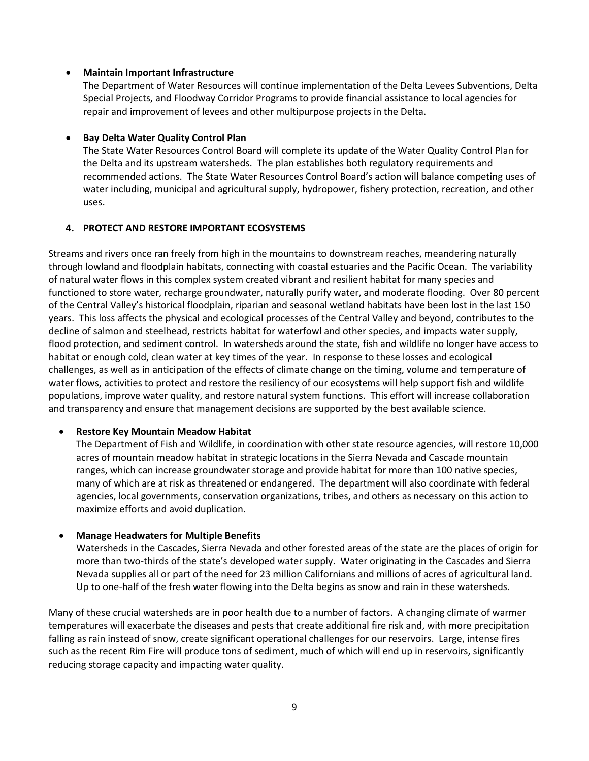- **Maintain Important Infrastructure**
  The Department of Water Resources will continue implementation of the Delta Levees Subventions, Delta Special Projects, and Floodway Corridor Programs to provide financial assistance to local agencies for repair and improvement of levees and other multipurpose projects in the Delta.

- **Bay Delta Water Quality Control Plan**
  The State Water Resources Control Board will complete its update of the Water Quality Control Plan for the Delta and its upstream watersheds. The plan establishes both regulatory requirements and recommended actions. The State Water Resources Control Board's action will balance competing uses of water including, municipal and agricultural supply, hydropower, fishery protection, recreation, and other uses.

## 4. PROTECT AND RESTORE IMPORTANT ECOSYSTEMS

Streams and rivers once ran freely from high in the mountains to downstream reaches, meandering naturally through lowland and floodplain habitats, connecting with coastal estuaries and the Pacific Ocean. The variability of natural water flows in this complex system created vibrant and resilient habitat for many species and functioned to store water, recharge groundwater, naturally purify water, and moderate flooding. Over 80 percent of the Central Valley's historical floodplain, riparian and seasonal wetland habitats have been lost in the last 150 years. This loss affects the physical and ecological processes of the Central Valley and beyond, contributes to the decline of salmon and steelhead, restricts habitat for waterfowl and other species, and impacts water supply, flood protection, and sediment control. In watersheds around the state, fish and wildlife no longer have access to habitat or enough cold, clean water at key times of the year. In response to these losses and ecological challenges, as well as in anticipation of the effects of climate change on the timing, volume and temperature of water flows, activities to protect and restore the resiliency of our ecosystems will help support fish and wildlife populations, improve water quality, and restore natural system functions. This effort will increase collaboration and transparency and ensure that management decisions are supported by the best available science.

- **Restore Key Mountain Meadow Habitat**
  The Department of Fish and Wildlife, in coordination with other state resource agencies, will restore 10,000 acres of mountain meadow habitat in strategic locations in the Sierra Nevada and Cascade mountain ranges, which can increase groundwater storage and provide habitat for more than 100 native species, many of which are at risk as threatened or endangered. The department will also coordinate with federal agencies, local governments, conservation organizations, tribes, and others as necessary on this action to maximize efforts and avoid duplication.

- **Manage Headwaters for Multiple Benefits**
  Watersheds in the Cascades, Sierra Nevada and other forested areas of the state are the places of origin for more than two-thirds of the state's developed water supply. Water originating in the Cascades and Sierra Nevada supplies all or part of the need for 23 million Californians and millions of acres of agricultural land. Up to one-half of the fresh water flowing into the Delta begins as snow and rain in these watersheds.

Many of these crucial watersheds are in poor health due to a number of factors. A changing climate of warmer temperatures will exacerbate the diseases and pests that create additional fire risk and, with more precipitation falling as rain instead of snow, create significant operational challenges for our reservoirs. Large, intense fires such as the recent Rim Fire will produce tons of sediment, much of which will end up in reservoirs, significantly reducing storage capacity and impacting water quality.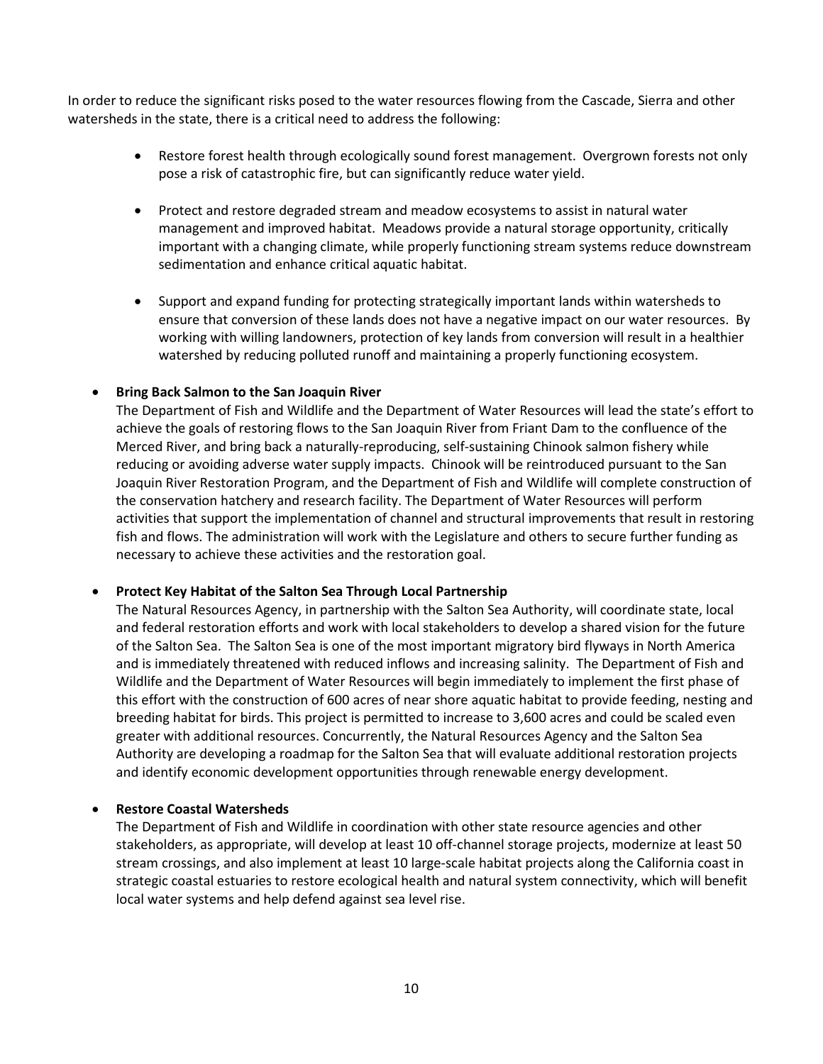In order to reduce the significant risks posed to the water resources flowing from the Cascade, Sierra and other watersheds in the state, there is a critical need to address the following:

- Restore forest health through ecologically sound forest management. Overgrown forests not only pose a risk of catastrophic fire, but can significantly reduce water yield.
- Protect and restore degraded stream and meadow ecosystems to assist in natural water management and improved habitat. Meadows provide a natural storage opportunity, critically important with a changing climate, while properly functioning stream systems reduce downstream sedimentation and enhance critical aquatic habitat.
- Support and expand funding for protecting strategically important lands within watersheds to ensure that conversion of these lands does not have a negative impact on our water resources. By working with willing landowners, protection of key lands from conversion will result in a healthier watershed by reducing polluted runoff and maintaining a properly functioning ecosystem.

- **Bring Back Salmon to the San Joaquin River**
  The Department of Fish and Wildlife and the Department of Water Resources will lead the state's effort to achieve the goals of restoring flows to the San Joaquin River from Friant Dam to the confluence of the Merced River, and bring back a naturally-reproducing, self-sustaining Chinook salmon fishery while reducing or avoiding adverse water supply impacts. Chinook will be reintroduced pursuant to the San Joaquin River Restoration Program, and the Department of Fish and Wildlife will complete construction of the conservation hatchery and research facility. The Department of Water Resources will perform activities that support the implementation of channel and structural improvements that result in restoring fish and flows. The administration will work with the Legislature and others to secure further funding as necessary to achieve these activities and the restoration goal.

- **Protect Key Habitat of the Salton Sea Through Local Partnership**
  The Natural Resources Agency, in partnership with the Salton Sea Authority, will coordinate state, local and federal restoration efforts and work with local stakeholders to develop a shared vision for the future of the Salton Sea. The Salton Sea is one of the most important migratory bird flyways in North America and is immediately threatened with reduced inflows and increasing salinity. The Department of Fish and Wildlife and the Department of Water Resources will begin immediately to implement the first phase of this effort with the construction of 600 acres of near shore aquatic habitat to provide feeding, nesting and breeding habitat for birds. This project is permitted to increase to 3,600 acres and could be scaled even greater with additional resources. Concurrently, the Natural Resources Agency and the Salton Sea Authority are developing a roadmap for the Salton Sea that will evaluate additional restoration projects and identify economic development opportunities through renewable energy development.

- **Restore Coastal Watersheds**
  The Department of Fish and Wildlife in coordination with other state resource agencies and other stakeholders, as appropriate, will develop at least 10 off-channel storage projects, modernize at least 50 stream crossings, and also implement at least 10 large-scale habitat projects along the California coast in strategic coastal estuaries to restore ecological health and natural system connectivity, which will benefit local water systems and help defend against sea level rise.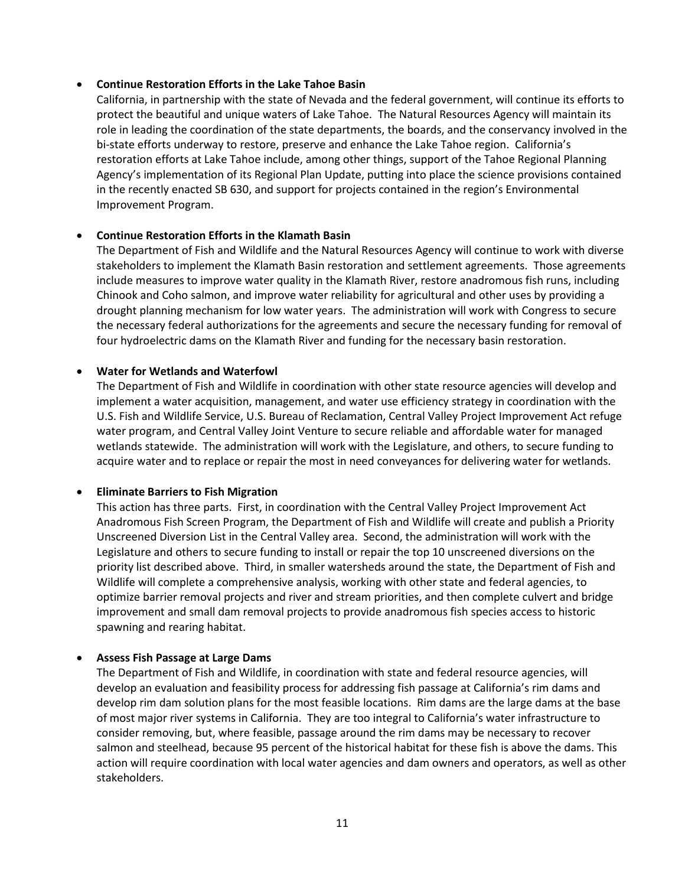- **Continue Restoration Efforts in the Lake Tahoe Basin**
  California, in partnership with the state of Nevada and the federal government, will continue its efforts to protect the beautiful and unique waters of Lake Tahoe. The Natural Resources Agency will maintain its role in leading the coordination of the state departments, the boards, and the conservancy involved in the bi-state efforts underway to restore, preserve and enhance the Lake Tahoe region. California's restoration efforts at Lake Tahoe include, among other things, support of the Tahoe Regional Planning Agency's implementation of its Regional Plan Update, putting into place the science provisions contained in the recently enacted SB 630, and support for projects contained in the region's Environmental Improvement Program.

- **Continue Restoration Efforts in the Klamath Basin**
  The Department of Fish and Wildlife and the Natural Resources Agency will continue to work with diverse stakeholders to implement the Klamath Basin restoration and settlement agreements. Those agreements include measures to improve water quality in the Klamath River, restore anadromous fish runs, including Chinook and Coho salmon, and improve water reliability for agricultural and other uses by providing a drought planning mechanism for low water years. The administration will work with Congress to secure the necessary federal authorizations for the agreements and secure the necessary funding for removal of four hydroelectric dams on the Klamath River and funding for the necessary basin restoration.

- **Water for Wetlands and Waterfowl**
  The Department of Fish and Wildlife in coordination with other state resource agencies will develop and implement a water acquisition, management, and water use efficiency strategy in coordination with the U.S. Fish and Wildlife Service, U.S. Bureau of Reclamation, Central Valley Project Improvement Act refuge water program, and Central Valley Joint Venture to secure reliable and affordable water for managed wetlands statewide. The administration will work with the Legislature, and others, to secure funding to acquire water and to replace or repair the most in need conveyances for delivering water for wetlands.

- **Eliminate Barriers to Fish Migration**
  This action has three parts. First, in coordination with the Central Valley Project Improvement Act Anadromous Fish Screen Program, the Department of Fish and Wildlife will create and publish a Priority Unscreened Diversion List in the Central Valley area. Second, the administration will work with the Legislature and others to secure funding to install or repair the top 10 unscreened diversions on the priority list described above. Third, in smaller watersheds around the state, the Department of Fish and Wildlife will complete a comprehensive analysis, working with other state and federal agencies, to optimize barrier removal projects and river and stream priorities, and then complete culvert and bridge improvement and small dam removal projects to provide anadromous fish species access to historic spawning and rearing habitat.

- **Assess Fish Passage at Large Dams**
  The Department of Fish and Wildlife, in coordination with state and federal resource agencies, will develop an evaluation and feasibility process for addressing fish passage at California's rim dams and develop rim dam solution plans for the most feasible locations. Rim dams are the large dams at the base of most major river systems in California. They are too integral to California's water infrastructure to consider removing, but, where feasible, passage around the rim dams may be necessary to recover salmon and steelhead, because 95 percent of the historical habitat for these fish is above the dams. This action will require coordination with local water agencies and dam owners and operators, as well as other stakeholders.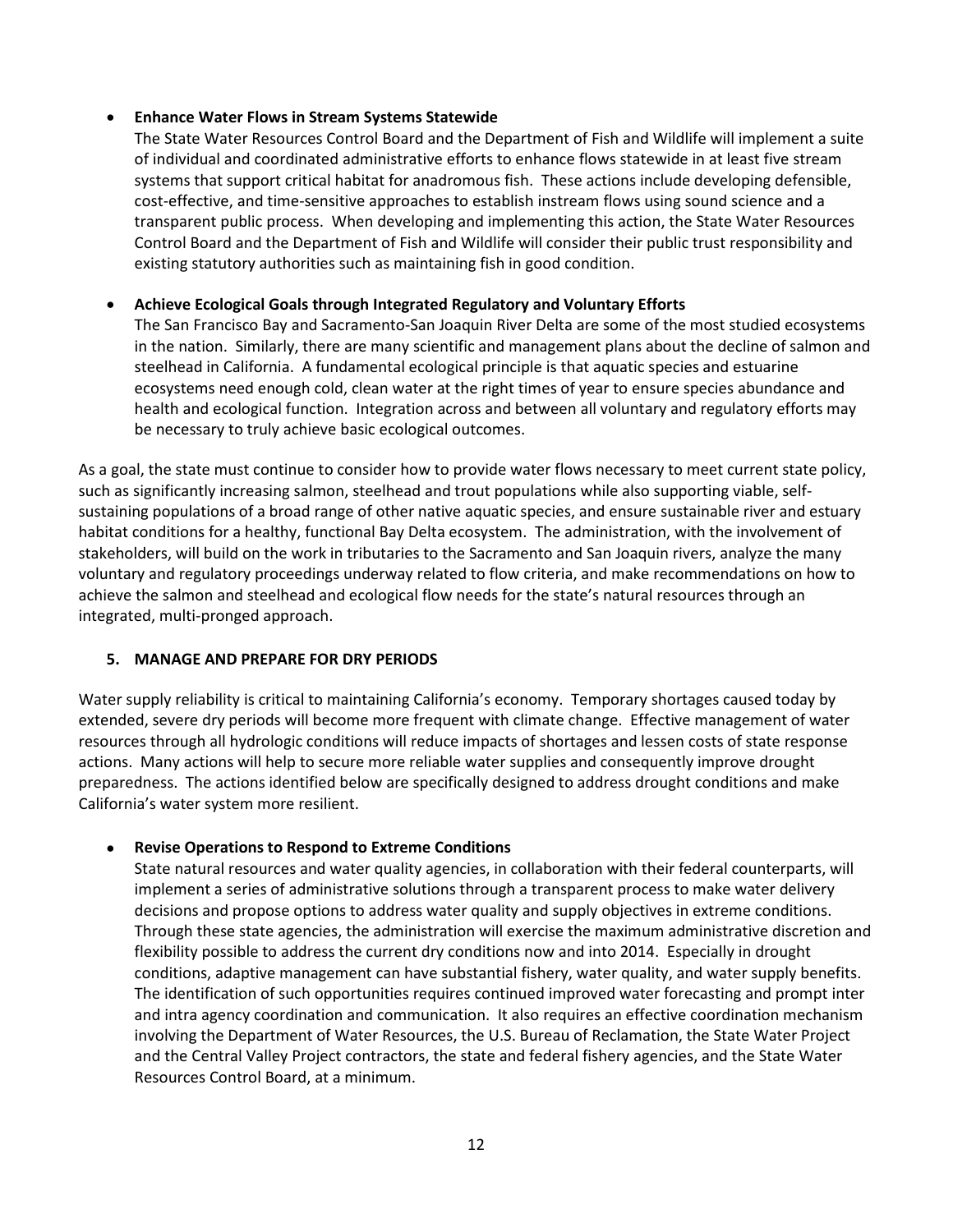- **Enhance Water Flows in Stream Systems Statewide**
  The State Water Resources Control Board and the Department of Fish and Wildlife will implement a suite of individual and coordinated administrative efforts to enhance flows statewide in at least five stream systems that support critical habitat for anadromous fish. These actions include developing defensible, cost-effective, and time-sensitive approaches to establish instream flows using sound science and a transparent public process. When developing and implementing this action, the State Water Resources Control Board and the Department of Fish and Wildlife will consider their public trust responsibility and existing statutory authorities such as maintaining fish in good condition.

- **Achieve Ecological Goals through Integrated Regulatory and Voluntary Efforts**
  The San Francisco Bay and Sacramento-San Joaquin River Delta are some of the most studied ecosystems in the nation. Similarly, there are many scientific and management plans about the decline of salmon and steelhead in California. A fundamental ecological principle is that aquatic species and estuarine ecosystems need enough cold, clean water at the right times of year to ensure species abundance and health and ecological function. Integration across and between all voluntary and regulatory efforts may be necessary to truly achieve basic ecological outcomes.

As a goal, the state must continue to consider how to provide water flows necessary to meet current state policy, such as significantly increasing salmon, steelhead and trout populations while also supporting viable, self-sustaining populations of a broad range of other native aquatic species, and ensure sustainable river and estuary habitat conditions for a healthy, functional Bay Delta ecosystem. The administration, with the involvement of stakeholders, will build on the work in tributaries to the Sacramento and San Joaquin rivers, analyze the many voluntary and regulatory proceedings underway related to flow criteria, and make recommendations on how to achieve the salmon and steelhead and ecological flow needs for the state's natural resources through an integrated, multi-pronged approach.

## 5. MANAGE AND PREPARE FOR DRY PERIODS

Water supply reliability is critical to maintaining California's economy. Temporary shortages caused today by extended, severe dry periods will become more frequent with climate change. Effective management of water resources through all hydrologic conditions will reduce impacts of shortages and lessen costs of state response actions. Many actions will help to secure more reliable water supplies and consequently improve drought preparedness. The actions identified below are specifically designed to address drought conditions and make California's water system more resilient.

- **Revise Operations to Respond to Extreme Conditions**
  State natural resources and water quality agencies, in collaboration with their federal counterparts, will implement a series of administrative solutions through a transparent process to make water delivery decisions and propose options to address water quality and supply objectives in extreme conditions. Through these state agencies, the administration will exercise the maximum administrative discretion and flexibility possible to address the current dry conditions now and into 2014. Especially in drought conditions, adaptive management can have substantial fishery, water quality, and water supply benefits. The identification of such opportunities requires continued improved water forecasting and prompt inter and intra agency coordination and communication. It also requires an effective coordination mechanism involving the Department of Water Resources, the U.S. Bureau of Reclamation, the State Water Project and the Central Valley Project contractors, the state and federal fishery agencies, and the State Water Resources Control Board, at a minimum.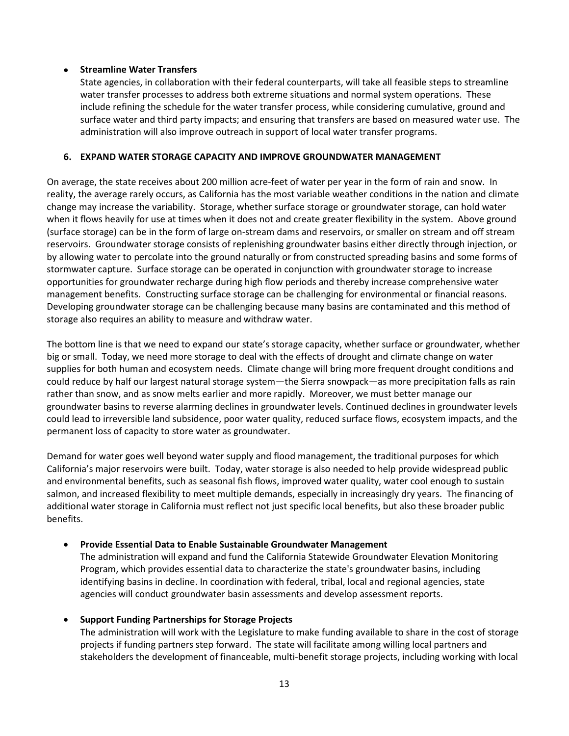- **Streamline Water Transfers**
  State agencies, in collaboration with their federal counterparts, will take all feasible steps to streamline water transfer processes to address both extreme situations and normal system operations. These include refining the schedule for the water transfer process, while considering cumulative, ground and surface water and third party impacts; and ensuring that transfers are based on measured water use. The administration will also improve outreach in support of local water transfer programs.

### 6. EXPAND WATER STORAGE CAPACITY AND IMPROVE GROUNDWATER MANAGEMENT

On average, the state receives about 200 million acre-feet of water per year in the form of rain and snow. In reality, the average rarely occurs, as California has the most variable weather conditions in the nation and climate change may increase the variability. Storage, whether surface storage or groundwater storage, can hold water when it flows heavily for use at times when it does not and create greater flexibility in the system. Above ground (surface storage) can be in the form of large on-stream dams and reservoirs, or smaller on stream and off stream reservoirs. Groundwater storage consists of replenishing groundwater basins either directly through injection, or by allowing water to percolate into the ground naturally or from constructed spreading basins and some forms of stormwater capture. Surface storage can be operated in conjunction with groundwater storage to increase opportunities for groundwater recharge during high flow periods and thereby increase comprehensive water management benefits. Constructing surface storage can be challenging for environmental or financial reasons. Developing groundwater storage can be challenging because many basins are contaminated and this method of storage also requires an ability to measure and withdraw water.

The bottom line is that we need to expand our state's storage capacity, whether surface or groundwater, whether big or small. Today, we need more storage to deal with the effects of drought and climate change on water supplies for both human and ecosystem needs. Climate change will bring more frequent drought conditions and could reduce by half our largest natural storage system—the Sierra snowpack—as more precipitation falls as rain rather than snow, and as snow melts earlier and more rapidly. Moreover, we must better manage our groundwater basins to reverse alarming declines in groundwater levels. Continued declines in groundwater levels could lead to irreversible land subsidence, poor water quality, reduced surface flows, ecosystem impacts, and the permanent loss of capacity to store water as groundwater.

Demand for water goes well beyond water supply and flood management, the traditional purposes for which California's major reservoirs were built. Today, water storage is also needed to help provide widespread public and environmental benefits, such as seasonal fish flows, improved water quality, water cool enough to sustain salmon, and increased flexibility to meet multiple demands, especially in increasingly dry years. The financing of additional water storage in California must reflect not just specific local benefits, but also these broader public benefits.

- **Provide Essential Data to Enable Sustainable Groundwater Management**
  The administration will expand and fund the California Statewide Groundwater Elevation Monitoring Program, which provides essential data to characterize the state's groundwater basins, including identifying basins in decline. In coordination with federal, tribal, local and regional agencies, state agencies will conduct groundwater basin assessments and develop assessment reports.

- **Support Funding Partnerships for Storage Projects**
  The administration will work with the Legislature to make funding available to share in the cost of storage projects if funding partners step forward. The state will facilitate among willing local partners and stakeholders the development of financeable, multi-benefit storage projects, including working with local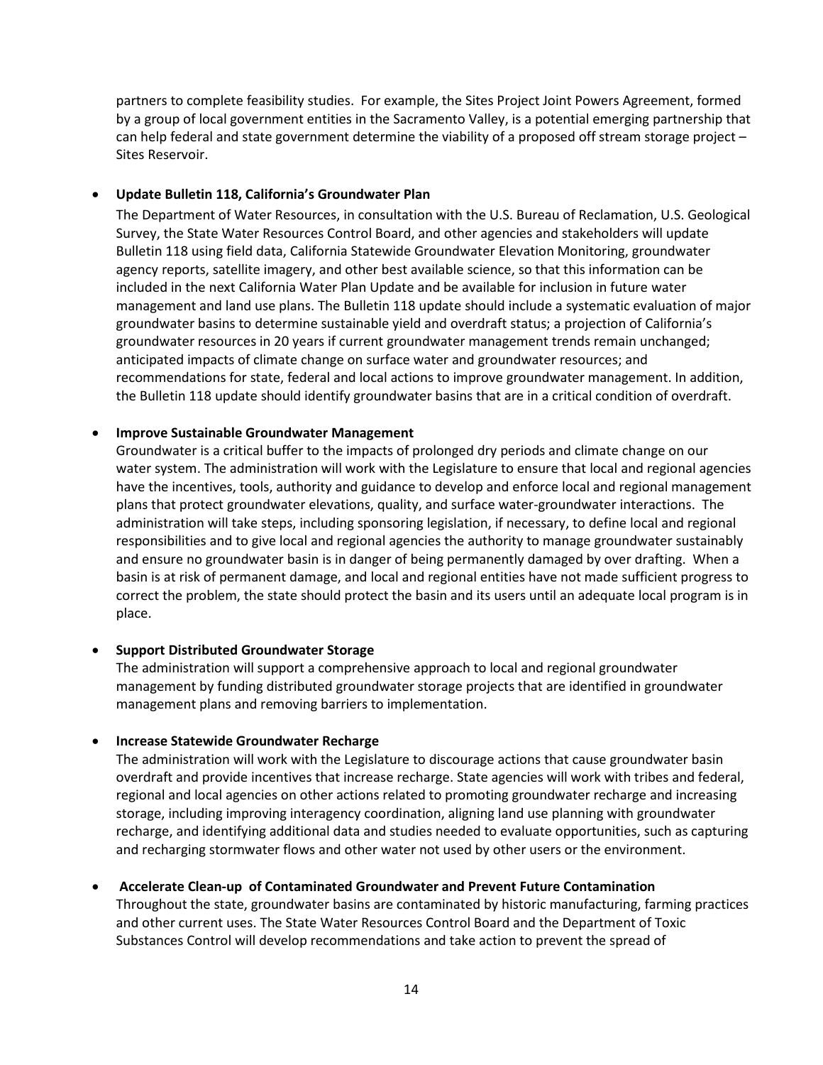partners to complete feasibility studies. For example, the Sites Project Joint Powers Agreement, formed by a group of local government entities in the Sacramento Valley, is a potential emerging partnership that can help federal and state government determine the viability of a proposed off stream storage project – Sites Reservoir.

- **Update Bulletin 118, California's Groundwater Plan**

  The Department of Water Resources, in consultation with the U.S. Bureau of Reclamation, U.S. Geological Survey, the State Water Resources Control Board, and other agencies and stakeholders will update Bulletin 118 using field data, California Statewide Groundwater Elevation Monitoring, groundwater agency reports, satellite imagery, and other best available science, so that this information can be included in the next California Water Plan Update and be available for inclusion in future water management and land use plans. The Bulletin 118 update should include a systematic evaluation of major groundwater basins to determine sustainable yield and overdraft status; a projection of California's groundwater resources in 20 years if current groundwater management trends remain unchanged; anticipated impacts of climate change on surface water and groundwater resources; and recommendations for state, federal and local actions to improve groundwater management. In addition, the Bulletin 118 update should identify groundwater basins that are in a critical condition of overdraft.

- **Improve Sustainable Groundwater Management**

  Groundwater is a critical buffer to the impacts of prolonged dry periods and climate change on our water system. The administration will work with the Legislature to ensure that local and regional agencies have the incentives, tools, authority and guidance to develop and enforce local and regional management plans that protect groundwater elevations, quality, and surface water-groundwater interactions. The administration will take steps, including sponsoring legislation, if necessary, to define local and regional responsibilities and to give local and regional agencies the authority to manage groundwater sustainably and ensure no groundwater basin is in danger of being permanently damaged by over drafting. When a basin is at risk of permanent damage, and local and regional entities have not made sufficient progress to correct the problem, the state should protect the basin and its users until an adequate local program is in place.

- **Support Distributed Groundwater Storage**

  The administration will support a comprehensive approach to local and regional groundwater management by funding distributed groundwater storage projects that are identified in groundwater management plans and removing barriers to implementation.

- **Increase Statewide Groundwater Recharge**

  The administration will work with the Legislature to discourage actions that cause groundwater basin overdraft and provide incentives that increase recharge. State agencies will work with tribes and federal, regional and local agencies on other actions related to promoting groundwater recharge and increasing storage, including improving interagency coordination, aligning land use planning with groundwater recharge, and identifying additional data and studies needed to evaluate opportunities, such as capturing and recharging stormwater flows and other water not used by other users or the environment.

- **Accelerate Clean-up of Contaminated Groundwater and Prevent Future Contamination**

  Throughout the state, groundwater basins are contaminated by historic manufacturing, farming practices and other current uses. The State Water Resources Control Board and the Department of Toxic Substances Control will develop recommendations and take action to prevent the spread of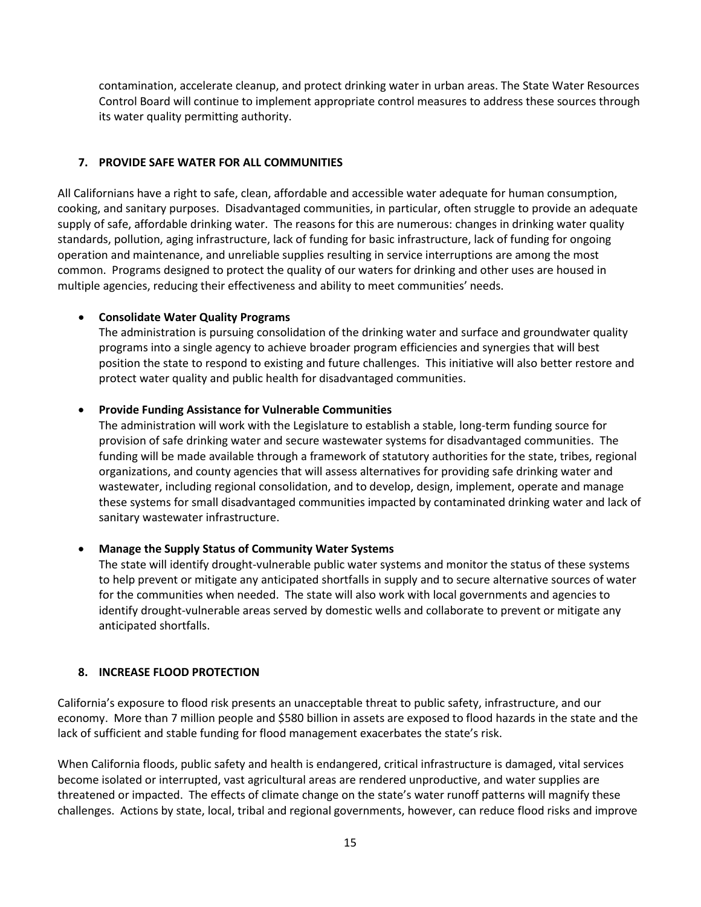contamination, accelerate cleanup, and protect drinking water in urban areas. The State Water Resources Control Board will continue to implement appropriate control measures to address these sources through its water quality permitting authority.

## 7. PROVIDE SAFE WATER FOR ALL COMMUNITIES

All Californians have a right to safe, clean, affordable and accessible water adequate for human consumption, cooking, and sanitary purposes. Disadvantaged communities, in particular, often struggle to provide an adequate supply of safe, affordable drinking water. The reasons for this are numerous: changes in drinking water quality standards, pollution, aging infrastructure, lack of funding for basic infrastructure, lack of funding for ongoing operation and maintenance, and unreliable supplies resulting in service interruptions are among the most common. Programs designed to protect the quality of our waters for drinking and other uses are housed in multiple agencies, reducing their effectiveness and ability to meet communities' needs.

- **Consolidate Water Quality Programs**
  The administration is pursuing consolidation of the drinking water and surface and groundwater quality programs into a single agency to achieve broader program efficiencies and synergies that will best position the state to respond to existing and future challenges. This initiative will also better restore and protect water quality and public health for disadvantaged communities.

- **Provide Funding Assistance for Vulnerable Communities**
  The administration will work with the Legislature to establish a stable, long-term funding source for provision of safe drinking water and secure wastewater systems for disadvantaged communities. The funding will be made available through a framework of statutory authorities for the state, tribes, regional organizations, and county agencies that will assess alternatives for providing safe drinking water and wastewater, including regional consolidation, and to develop, design, implement, operate and manage these systems for small disadvantaged communities impacted by contaminated drinking water and lack of sanitary wastewater infrastructure.

- **Manage the Supply Status of Community Water Systems**
  The state will identify drought-vulnerable public water systems and monitor the status of these systems to help prevent or mitigate any anticipated shortfalls in supply and to secure alternative sources of water for the communities when needed. The state will also work with local governments and agencies to identify drought-vulnerable areas served by domestic wells and collaborate to prevent or mitigate any anticipated shortfalls.

## 8. INCREASE FLOOD PROTECTION

California's exposure to flood risk presents an unacceptable threat to public safety, infrastructure, and our economy. More than 7 million people and $580 billion in assets are exposed to flood hazards in the state and the lack of sufficient and stable funding for flood management exacerbates the state's risk.

When California floods, public safety and health is endangered, critical infrastructure is damaged, vital services become isolated or interrupted, vast agricultural areas are rendered unproductive, and water supplies are threatened or impacted. The effects of climate change on the state's water runoff patterns will magnify these challenges. Actions by state, local, tribal and regional governments, however, can reduce flood risks and improve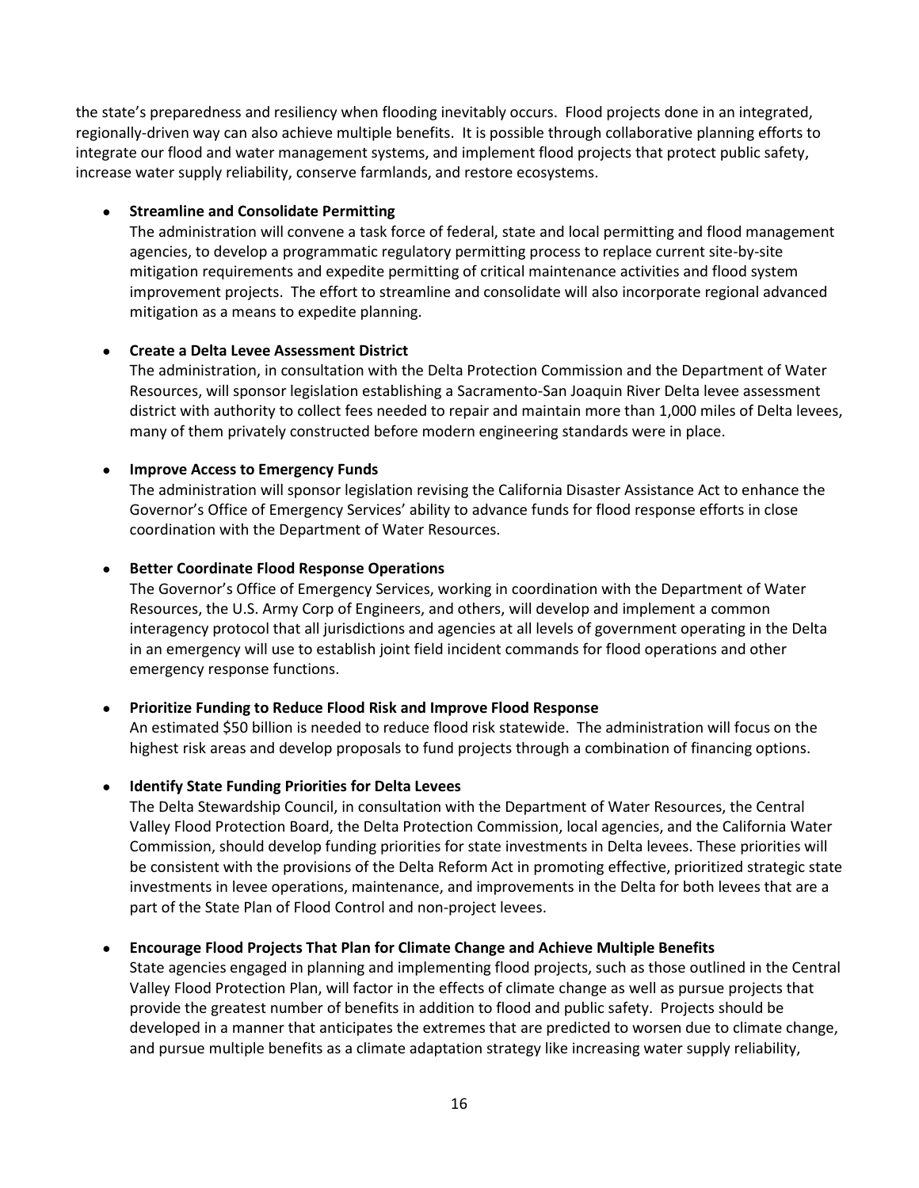the state's preparedness and resiliency when flooding inevitably occurs. Flood projects done in an integrated, regionally-driven way can also achieve multiple benefits. It is possible through collaborative planning efforts to integrate our flood and water management systems, and implement flood projects that protect public safety, increase water supply reliability, conserve farmlands, and restore ecosystems.

- **Streamline and Consolidate Permitting**
  The administration will convene a task force of federal, state and local permitting and flood management agencies, to develop a programmatic regulatory permitting process to replace current site-by-site mitigation requirements and expedite permitting of critical maintenance activities and flood system improvement projects. The effort to streamline and consolidate will also incorporate regional advanced mitigation as a means to expedite planning.

- **Create a Delta Levee Assessment District**
  The administration, in consultation with the Delta Protection Commission and the Department of Water Resources, will sponsor legislation establishing a Sacramento-San Joaquin River Delta levee assessment district with authority to collect fees needed to repair and maintain more than 1,000 miles of Delta levees, many of them privately constructed before modern engineering standards were in place.

- **Improve Access to Emergency Funds**
  The administration will sponsor legislation revising the California Disaster Assistance Act to enhance the Governor's Office of Emergency Services' ability to advance funds for flood response efforts in close coordination with the Department of Water Resources.

- **Better Coordinate Flood Response Operations**
  The Governor's Office of Emergency Services, working in coordination with the Department of Water Resources, the U.S. Army Corp of Engineers, and others, will develop and implement a common interagency protocol that all jurisdictions and agencies at all levels of government operating in the Delta in an emergency will use to establish joint field incident commands for flood operations and other emergency response functions.

- **Prioritize Funding to Reduce Flood Risk and Improve Flood Response**
  An estimated $50 billion is needed to reduce flood risk statewide. The administration will focus on the highest risk areas and develop proposals to fund projects through a combination of financing options.

- **Identify State Funding Priorities for Delta Levees**
  The Delta Stewardship Council, in consultation with the Department of Water Resources, the Central Valley Flood Protection Board, the Delta Protection Commission, local agencies, and the California Water Commission, should develop funding priorities for state investments in Delta levees. These priorities will be consistent with the provisions of the Delta Reform Act in promoting effective, prioritized strategic state investments in levee operations, maintenance, and improvements in the Delta for both levees that are a part of the State Plan of Flood Control and non-project levees.

- **Encourage Flood Projects That Plan for Climate Change and Achieve Multiple Benefits**
  State agencies engaged in planning and implementing flood projects, such as those outlined in the Central Valley Flood Protection Plan, will factor in the effects of climate change as well as pursue projects that provide the greatest number of benefits in addition to flood and public safety. Projects should be developed in a manner that anticipates the extremes that are predicted to worsen due to climate change, and pursue multiple benefits as a climate adaptation strategy like increasing water supply reliability,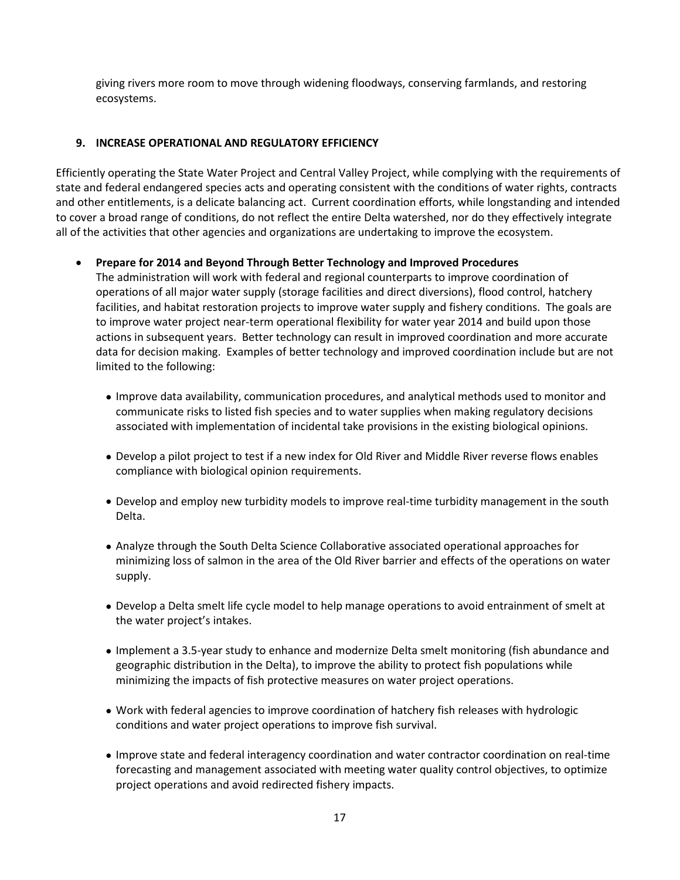giving rivers more room to move through widening floodways, conserving farmlands, and restoring ecosystems.

## 9. INCREASE OPERATIONAL AND REGULATORY EFFICIENCY

Efficiently operating the State Water Project and Central Valley Project, while complying with the requirements of state and federal endangered species acts and operating consistent with the conditions of water rights, contracts and other entitlements, is a delicate balancing act. Current coordination efforts, while longstanding and intended to cover a broad range of conditions, do not reflect the entire Delta watershed, nor do they effectively integrate all of the activities that other agencies and organizations are undertaking to improve the ecosystem.

- **Prepare for 2014 and Beyond Through Better Technology and Improved Procedures**
  The administration will work with federal and regional counterparts to improve coordination of operations of all major water supply (storage facilities and direct diversions), flood control, hatchery facilities, and habitat restoration projects to improve water supply and fishery conditions. The goals are to improve water project near-term operational flexibility for water year 2014 and build upon those actions in subsequent years. Better technology can result in improved coordination and more accurate data for decision making. Examples of better technology and improved coordination include but are not limited to the following:

  - Improve data availability, communication procedures, and analytical methods used to monitor and communicate risks to listed fish species and to water supplies when making regulatory decisions associated with implementation of incidental take provisions in the existing biological opinions.

  - Develop a pilot project to test if a new index for Old River and Middle River reverse flows enables compliance with biological opinion requirements.

  - Develop and employ new turbidity models to improve real-time turbidity management in the south Delta.

  - Analyze through the South Delta Science Collaborative associated operational approaches for minimizing loss of salmon in the area of the Old River barrier and effects of the operations on water supply.

  - Develop a Delta smelt life cycle model to help manage operations to avoid entrainment of smelt at the water project's intakes.

  - Implement a 3.5-year study to enhance and modernize Delta smelt monitoring (fish abundance and geographic distribution in the Delta), to improve the ability to protect fish populations while minimizing the impacts of fish protective measures on water project operations.

  - Work with federal agencies to improve coordination of hatchery fish releases with hydrologic conditions and water project operations to improve fish survival.

  - Improve state and federal interagency coordination and water contractor coordination on real-time forecasting and management associated with meeting water quality control objectives, to optimize project operations and avoid redirected fishery impacts.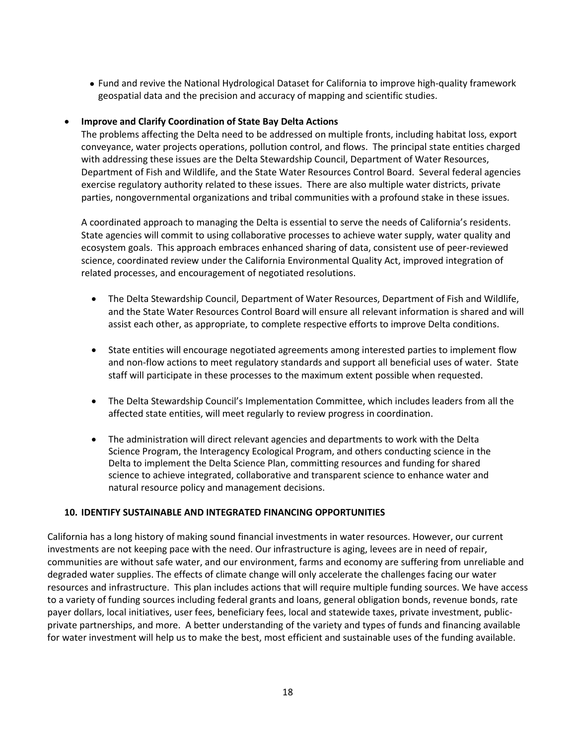- Fund and revive the National Hydrological Dataset for California to improve high-quality framework geospatial data and the precision and accuracy of mapping and scientific studies.

- **Improve and Clarify Coordination of State Bay Delta Actions**

  The problems affecting the Delta need to be addressed on multiple fronts, including habitat loss, export conveyance, water projects operations, pollution control, and flows. The principal state entities charged with addressing these issues are the Delta Stewardship Council, Department of Water Resources, Department of Fish and Wildlife, and the State Water Resources Control Board. Several federal agencies exercise regulatory authority related to these issues. There are also multiple water districts, private parties, nongovernmental organizations and tribal communities with a profound stake in these issues.

  A coordinated approach to managing the Delta is essential to serve the needs of California's residents. State agencies will commit to using collaborative processes to achieve water supply, water quality and ecosystem goals. This approach embraces enhanced sharing of data, consistent use of peer-reviewed science, coordinated review under the California Environmental Quality Act, improved integration of related processes, and encouragement of negotiated resolutions.

  - The Delta Stewardship Council, Department of Water Resources, Department of Fish and Wildlife, and the State Water Resources Control Board will ensure all relevant information is shared and will assist each other, as appropriate, to complete respective efforts to improve Delta conditions.

  - State entities will encourage negotiated agreements among interested parties to implement flow and non-flow actions to meet regulatory standards and support all beneficial uses of water. State staff will participate in these processes to the maximum extent possible when requested.

  - The Delta Stewardship Council's Implementation Committee, which includes leaders from all the affected state entities, will meet regularly to review progress in coordination.

  - The administration will direct relevant agencies and departments to work with the Delta Science Program, the Interagency Ecological Program, and others conducting science in the Delta to implement the Delta Science Plan, committing resources and funding for shared science to achieve integrated, collaborative and transparent science to enhance water and natural resource policy and management decisions.

## 10. IDENTIFY SUSTAINABLE AND INTEGRATED FINANCING OPPORTUNITIES

California has a long history of making sound financial investments in water resources. However, our current investments are not keeping pace with the need. Our infrastructure is aging, levees are in need of repair, communities are without safe water, and our environment, farms and economy are suffering from unreliable and degraded water supplies. The effects of climate change will only accelerate the challenges facing our water resources and infrastructure. This plan includes actions that will require multiple funding sources. We have access to a variety of funding sources including federal grants and loans, general obligation bonds, revenue bonds, rate payer dollars, local initiatives, user fees, beneficiary fees, local and statewide taxes, private investment, public-private partnerships, and more. A better understanding of the variety and types of funds and financing available for water investment will help us to make the best, most efficient and sustainable uses of the funding available.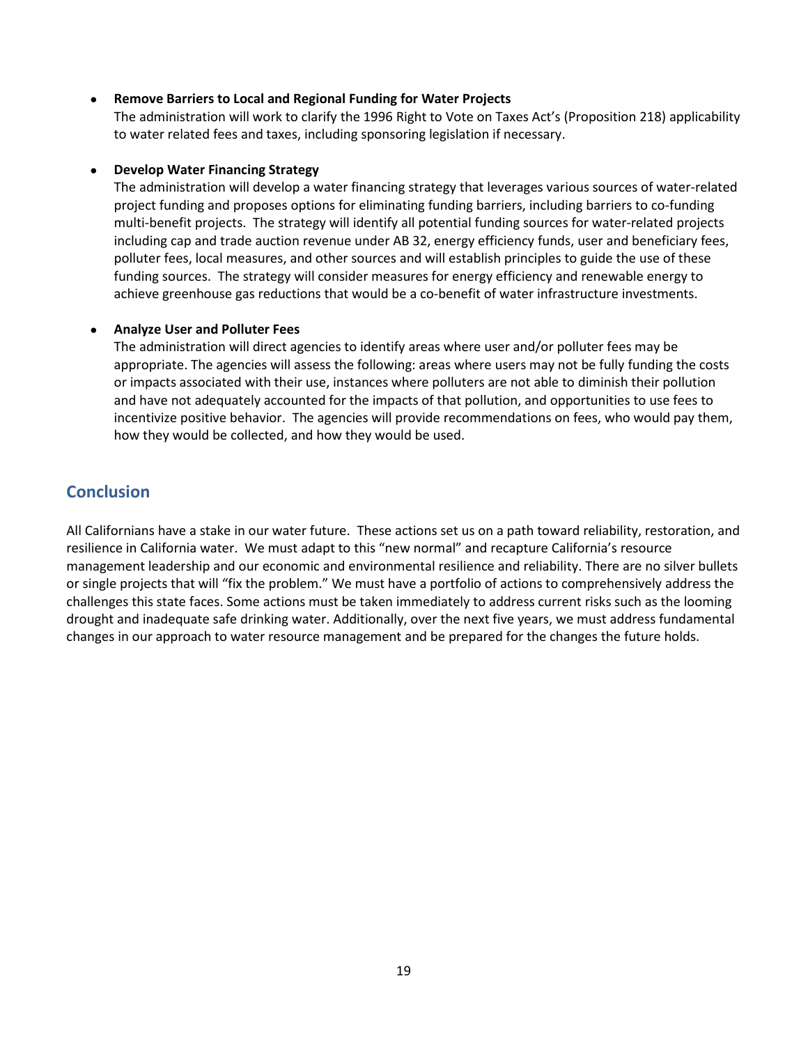- **Remove Barriers to Local and Regional Funding for Water Projects**
  The administration will work to clarify the 1996 Right to Vote on Taxes Act's (Proposition 218) applicability to water related fees and taxes, including sponsoring legislation if necessary.

- **Develop Water Financing Strategy**
  The administration will develop a water financing strategy that leverages various sources of water-related project funding and proposes options for eliminating funding barriers, including barriers to co-funding multi-benefit projects. The strategy will identify all potential funding sources for water-related projects including cap and trade auction revenue under AB 32, energy efficiency funds, user and beneficiary fees, polluter fees, local measures, and other sources and will establish principles to guide the use of these funding sources. The strategy will consider measures for energy efficiency and renewable energy to achieve greenhouse gas reductions that would be a co-benefit of water infrastructure investments.

- **Analyze User and Polluter Fees**
  The administration will direct agencies to identify areas where user and/or polluter fees may be appropriate. The agencies will assess the following: areas where users may not be fully funding the costs or impacts associated with their use, instances where polluters are not able to diminish their pollution and have not adequately accounted for the impacts of that pollution, and opportunities to use fees to incentivize positive behavior. The agencies will provide recommendations on fees, who would pay them, how they would be collected, and how they would be used.

## Conclusion

All Californians have a stake in our water future. These actions set us on a path toward reliability, restoration, and resilience in California water. We must adapt to this "new normal" and recapture California's resource management leadership and our economic and environmental resilience and reliability. There are no silver bullets or single projects that will "fix the problem." We must have a portfolio of actions to comprehensively address the challenges this state faces. Some actions must be taken immediately to address current risks such as the looming drought and inadequate safe drinking water. Additionally, over the next five years, we must address fundamental changes in our approach to water resource management and be prepared for the changes the future holds.